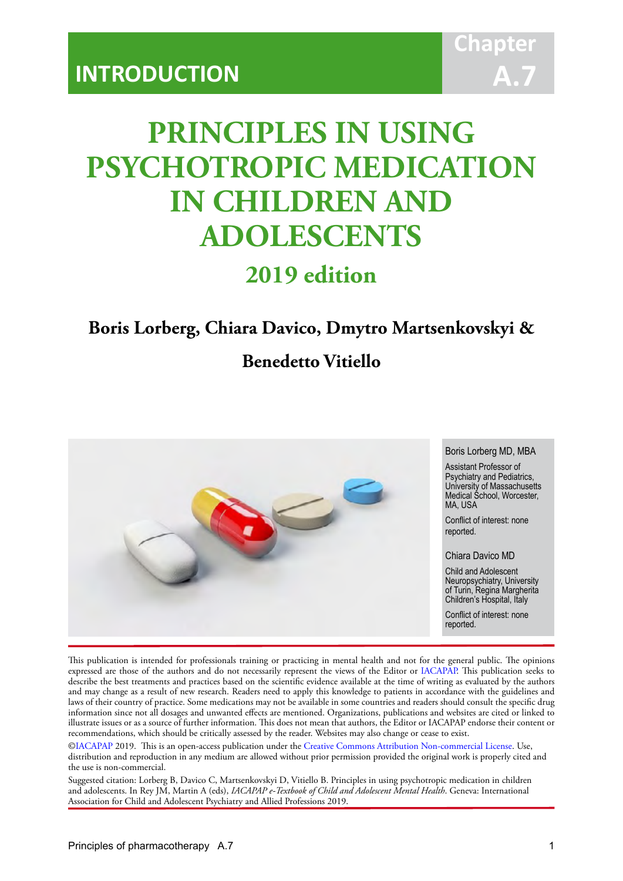INTRODUCTION

Chapter A.7

# PRINCIPLES IN USING PSYCHOTROPIC MEDICATION IN CHILDREN AND ADOLESCENTS

## 2019 edition

**Boris Lorberg, Chiara Davico, Dmytro Martsenkovskyi & Benedetto Vitiello**

Boris Lorberg MD, MBA

Assistant Professor of Psychiatry and Pediatrics, University of Massachusetts Medical School, Worcester, MA, USA

Conflict of interest: none reported.

Chiara Davico MD

Child and Adolescent Neuropsychiatry, University of Turin, Regina Margherita Children's Hospital, Italy

Conflict of interest: none reported.

This publication is intended for professionals training or practicing in mental health and not for the general public. The opinions expressed are those of the authors and do not necessarily represent the views of the Editor or IACAPAP. This publication seeks to describe the best treatments and practices based on the scientific evidence available at the time of writing as evaluated by the authors and may change as a result of new research. Readers need to apply this knowledge to patients in accordance with the guidelines and laws of their country of practice. Some medications may not be available in some countries and readers should consult the specific drug information since not all dosages and unwanted effects are mentioned. Organizations, publications and websites are cited or linked to illustrate issues or as a source of further information. This does not mean that authors, the Editor or IACAPAP endorse their content or recommendations, which should be critically assessed by the reader. Websites may also change or cease to exist.

©IACAPAP 2019. This is an open-access publication under the Creative Commons Attribution Non-commercial License. Use, distribution and reproduction in any medium are allowed without prior permission provided the original work is properly cited and the use is non-commercial.

Suggested citation: Lorberg B, Davico C, Martsenkovskyi D, Vitiello B. Principles in using psychotropic medication in children and adolescents. In Rey JM, Martin A (eds), *IACAPAP e-Textbook of Child and Adolescent Mental Health*. Geneva: International Association for Child and Adolescent Psychiatry and Allied Professions 2019.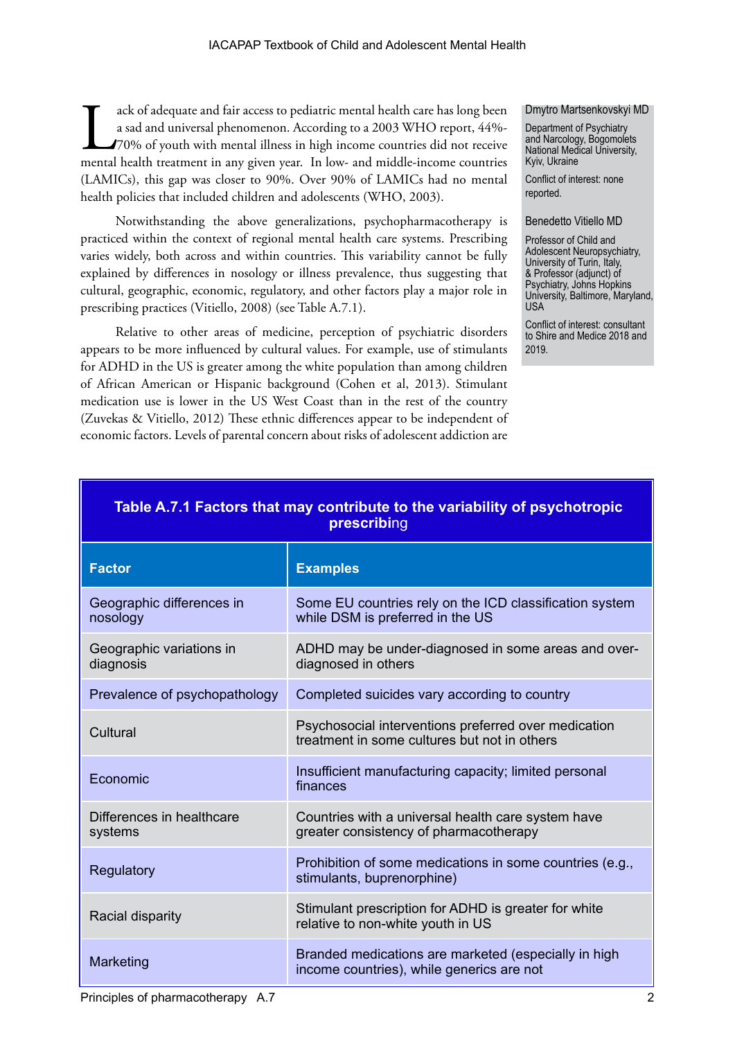Lack of adequate and fair access to pediatric mental health care has long been a sad and universal phenomenon. According to a 2003 WHO report, 44%-70% of youth with mental illness in high income countries did not receive mental health treatment in any given year. In low- and middle-income countries (LAMICs), this gap was closer to 90%. Over 90% of LAMICs had no mental health policies that included children and adolescents (WHO, 2003).

Notwithstanding the above generalizations, psychopharmacotherapy is practiced within the context of regional mental health care systems. Prescribing varies widely, both across and within countries. This variability cannot be fully explained by differences in nosology or illness prevalence, thus suggesting that cultural, geographic, economic, regulatory, and other factors play a major role in prescribing practices (Vitiello, 2008) (see Table A.7.1).

Relative to other areas of medicine, perception of psychiatric disorders appears to be more influenced by cultural values. For example, use of stimulants for ADHD in the US is greater among the white population than among children of African American or Hispanic background (Cohen et al, 2013). Stimulant medication use is lower in the US West Coast than in the rest of the country (Zuvekas & Vitiello, 2012) These ethnic differences appear to be independent of economic factors. Levels of parental concern about risks of adolescent addiction are

Dmytro Martsenkovskyi MD

Department of Psychiatry and Narcology, Bogomolets National Medical University, Kyiv, Ukraine

Conflict of interest: none reported.

Benedetto Vitiello MD

Professor of Child and Adolescent Neuropsychiatry, University of Turin, Italy, & Professor (adjunct) of Psychiatry, Johns Hopkins University, Baltimore, Maryland, USA

Conflict of interest: consultant to Shire and Medice 2018 and 2019.

**Table A.7.1 Factors that may contribute to the variability of psychotropic prescribing**

| Factor | Examples |
|---|---|
| Geographic differences in nosology | Some EU countries rely on the ICD classification system while DSM is preferred in the US |
| Geographic variations in diagnosis | ADHD may be under-diagnosed in some areas and over-diagnosed in others |
| Prevalence of psychopathology | Completed suicides vary according to country |
| Cultural | Psychosocial interventions preferred over medication treatment in some cultures but not in others |
| Economic | Insufficient manufacturing capacity; limited personal finances |
| Differences in healthcare systems | Countries with a universal health care system have greater consistency of pharmacotherapy |
| Regulatory | Prohibition of some medications in some countries (e.g., stimulants, buprenorphine) |
| Racial disparity | Stimulant prescription for ADHD is greater for white relative to non-white youth in US |
| Marketing | Branded medications are marketed (especially in high income countries), while generics are not |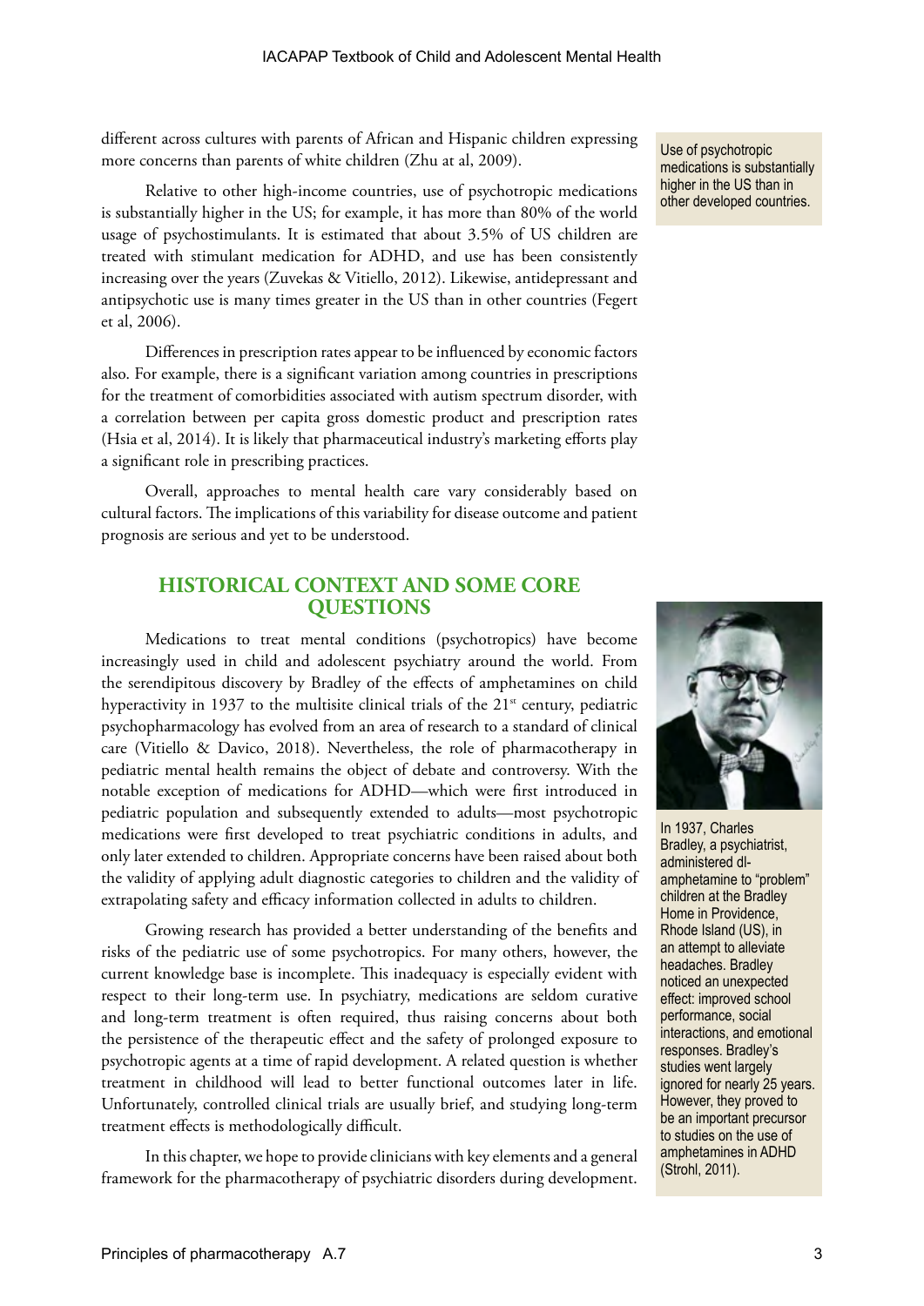different across cultures with parents of African and Hispanic children expressing more concerns than parents of white children (Zhu at al, 2009).

Use of psychotropic medications is substantially higher in the US than in other developed countries.

Relative to other high-income countries, use of psychotropic medications is substantially higher in the US; for example, it has more than 80% of the world usage of psychostimulants. It is estimated that about 3.5% of US children are treated with stimulant medication for ADHD, and use has been consistently increasing over the years (Zuvekas & Vitiello, 2012). Likewise, antidepressant and antipsychotic use is many times greater in the US than in other countries (Fegert et al, 2006).

Differences in prescription rates appear to be influenced by economic factors also. For example, there is a significant variation among countries in prescriptions for the treatment of comorbidities associated with autism spectrum disorder, with a correlation between per capita gross domestic product and prescription rates (Hsia et al, 2014). It is likely that pharmaceutical industry's marketing efforts play a significant role in prescribing practices.

Overall, approaches to mental health care vary considerably based on cultural factors. The implications of this variability for disease outcome and patient prognosis are serious and yet to be understood.

## HISTORICAL CONTEXT AND SOME CORE QUESTIONS

Medications to treat mental conditions (psychotropics) have become increasingly used in child and adolescent psychiatry around the world. From the serendipitous discovery by Bradley of the effects of amphetamines on child hyperactivity in 1937 to the multisite clinical trials of the 21st century, pediatric psychopharmacology has evolved from an area of research to a standard of clinical care (Vitiello & Davico, 2018). Nevertheless, the role of pharmacotherapy in pediatric mental health remains the object of debate and controversy. With the notable exception of medications for ADHD—which were first introduced in pediatric population and subsequently extended to adults—most psychotropic medications were first developed to treat psychiatric conditions in adults, and only later extended to children. Appropriate concerns have been raised about both the validity of applying adult diagnostic categories to children and the validity of extrapolating safety and efficacy information collected in adults to children.

In 1937, Charles Bradley, a psychiatrist, administered dl-amphetamine to "problem" children at the Bradley Home in Providence, Rhode Island (US), in an attempt to alleviate headaches. Bradley noticed an unexpected effect: improved school performance, social interactions, and emotional responses. Bradley's studies went largely ignored for nearly 25 years. However, they proved to be an important precursor to studies on the use of amphetamines in ADHD (Strohl, 2011).

Growing research has provided a better understanding of the benefits and risks of the pediatric use of some psychotropics. For many others, however, the current knowledge base is incomplete. This inadequacy is especially evident with respect to their long-term use. In psychiatry, medications are seldom curative and long-term treatment is often required, thus raising concerns about both the persistence of the therapeutic effect and the safety of prolonged exposure to psychotropic agents at a time of rapid development. A related question is whether treatment in childhood will lead to better functional outcomes later in life. Unfortunately, controlled clinical trials are usually brief, and studying long-term treatment effects is methodologically difficult.

In this chapter, we hope to provide clinicians with key elements and a general framework for the pharmacotherapy of psychiatric disorders during development.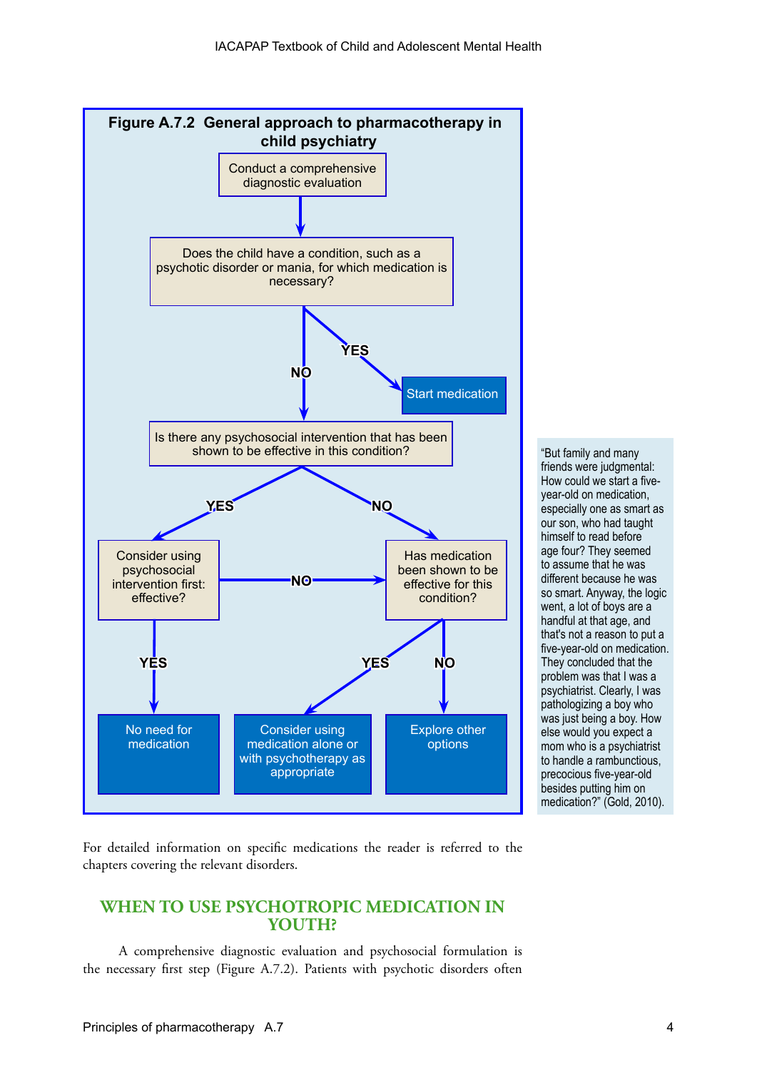**Figure A.7.2 General approach to pharmacotherapy in child psychiatry**

- Conduct a comprehensive diagnostic evaluation
  - → Does the child have a condition, such as a psychotic disorder or mania, for which medication is necessary?
    - YES → Start medication
    - NO → Is there any psychosocial intervention that has been shown to be effective in this condition?
      - YES → Consider using psychosocial intervention first: effective?
        - YES → No need for medication
        - NO → Has medication been shown to be effective for this condition?
      - NO → Has medication been shown to be effective for this condition?
        - YES → Consider using medication alone or with psychotherapy as appropriate
        - NO → Explore other options

> "But family and many friends were judgmental: How could we start a five-year-old on medication, especially one as smart as our son, who had taught himself to read before age four? They seemed to assume that he was different because he was so smart. Anyway, the logic went, a lot of boys are a handful at that age, and that's not a reason to put a five-year-old on medication. They concluded that the problem was that I was a psychiatrist. Clearly, I was pathologizing a boy who was just being a boy. How else would you expect a mom who is a psychiatrist to handle a rambunctious, precocious five-year-old besides putting him on medication?" (Gold, 2010).

For detailed information on specific medications the reader is referred to the chapters covering the relevant disorders.

## WHEN TO USE PSYCHOTROPIC MEDICATION IN YOUTH?

A comprehensive diagnostic evaluation and psychosocial formulation is the necessary first step (Figure A.7.2). Patients with psychotic disorders often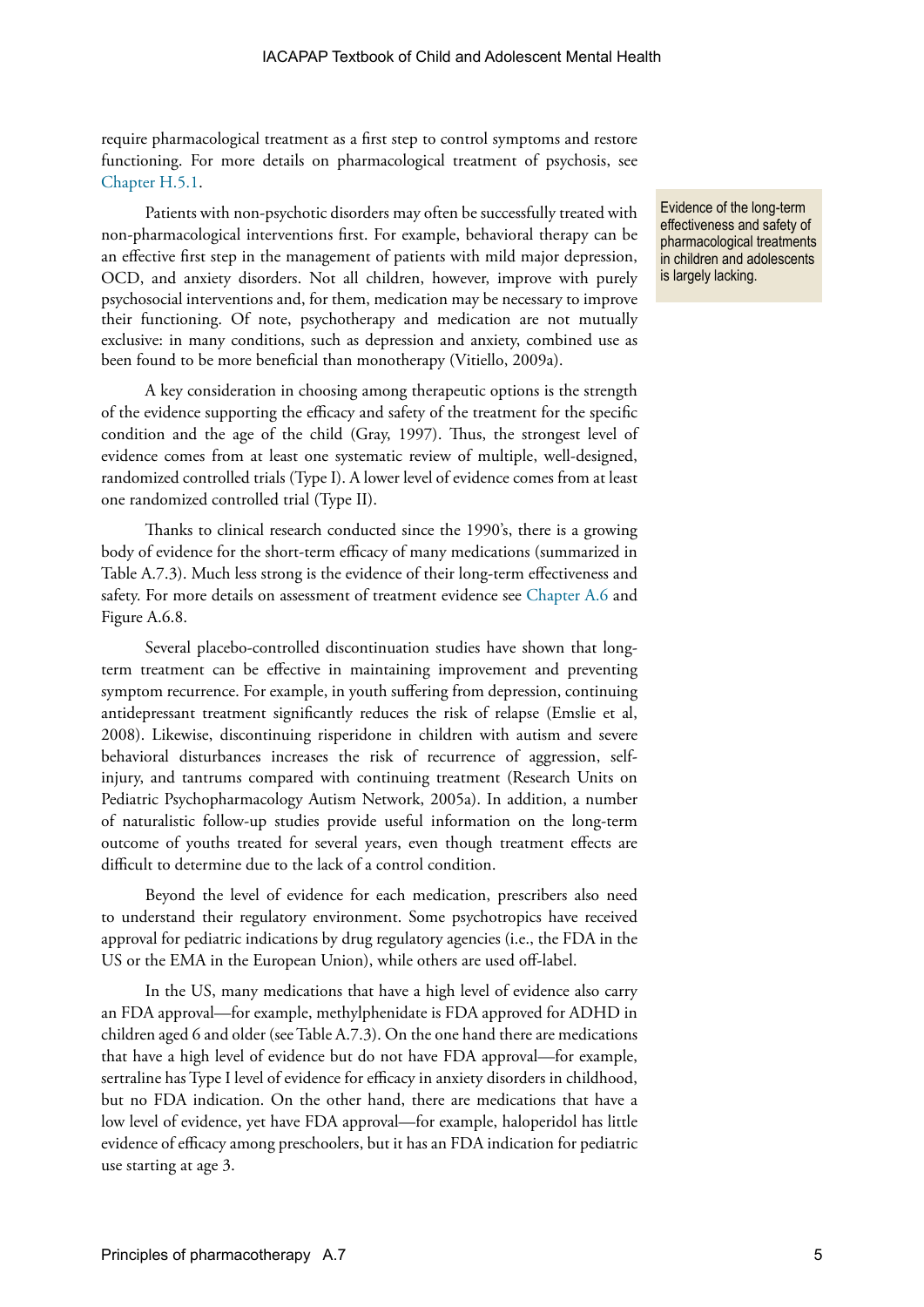require pharmacological treatment as a first step to control symptoms and restore functioning. For more details on pharmacological treatment of psychosis, see Chapter H.5.1.

Patients with non-psychotic disorders may often be successfully treated with non-pharmacological interventions first. For example, behavioral therapy can be an effective first step in the management of patients with mild major depression, OCD, and anxiety disorders. Not all children, however, improve with purely psychosocial interventions and, for them, medication may be necessary to improve their functioning. Of note, psychotherapy and medication are not mutually exclusive: in many conditions, such as depression and anxiety, combined use as been found to be more beneficial than monotherapy (Vitiello, 2009a).

> Evidence of the long-term effectiveness and safety of pharmacological treatments in children and adolescents is largely lacking.

A key consideration in choosing among therapeutic options is the strength of the evidence supporting the efficacy and safety of the treatment for the specific condition and the age of the child (Gray, 1997). Thus, the strongest level of evidence comes from at least one systematic review of multiple, well-designed, randomized controlled trials (Type I). A lower level of evidence comes from at least one randomized controlled trial (Type II).

Thanks to clinical research conducted since the 1990's, there is a growing body of evidence for the short-term efficacy of many medications (summarized in Table A.7.3). Much less strong is the evidence of their long-term effectiveness and safety. For more details on assessment of treatment evidence see Chapter A.6 and Figure A.6.8.

Several placebo-controlled discontinuation studies have shown that long-term treatment can be effective in maintaining improvement and preventing symptom recurrence. For example, in youth suffering from depression, continuing antidepressant treatment significantly reduces the risk of relapse (Emslie et al, 2008). Likewise, discontinuing risperidone in children with autism and severe behavioral disturbances increases the risk of recurrence of aggression, self-injury, and tantrums compared with continuing treatment (Research Units on Pediatric Psychopharmacology Autism Network, 2005a). In addition, a number of naturalistic follow-up studies provide useful information on the long-term outcome of youths treated for several years, even though treatment effects are difficult to determine due to the lack of a control condition.

Beyond the level of evidence for each medication, prescribers also need to understand their regulatory environment. Some psychotropics have received approval for pediatric indications by drug regulatory agencies (i.e., the FDA in the US or the EMA in the European Union), while others are used off-label.

In the US, many medications that have a high level of evidence also carry an FDA approval—for example, methylphenidate is FDA approved for ADHD in children aged 6 and older (see Table A.7.3). On the one hand there are medications that have a high level of evidence but do not have FDA approval—for example, sertraline has Type I level of evidence for efficacy in anxiety disorders in childhood, but no FDA indication. On the other hand, there are medications that have a low level of evidence, yet have FDA approval—for example, haloperidol has little evidence of efficacy among preschoolers, but it has an FDA indication for pediatric use starting at age 3.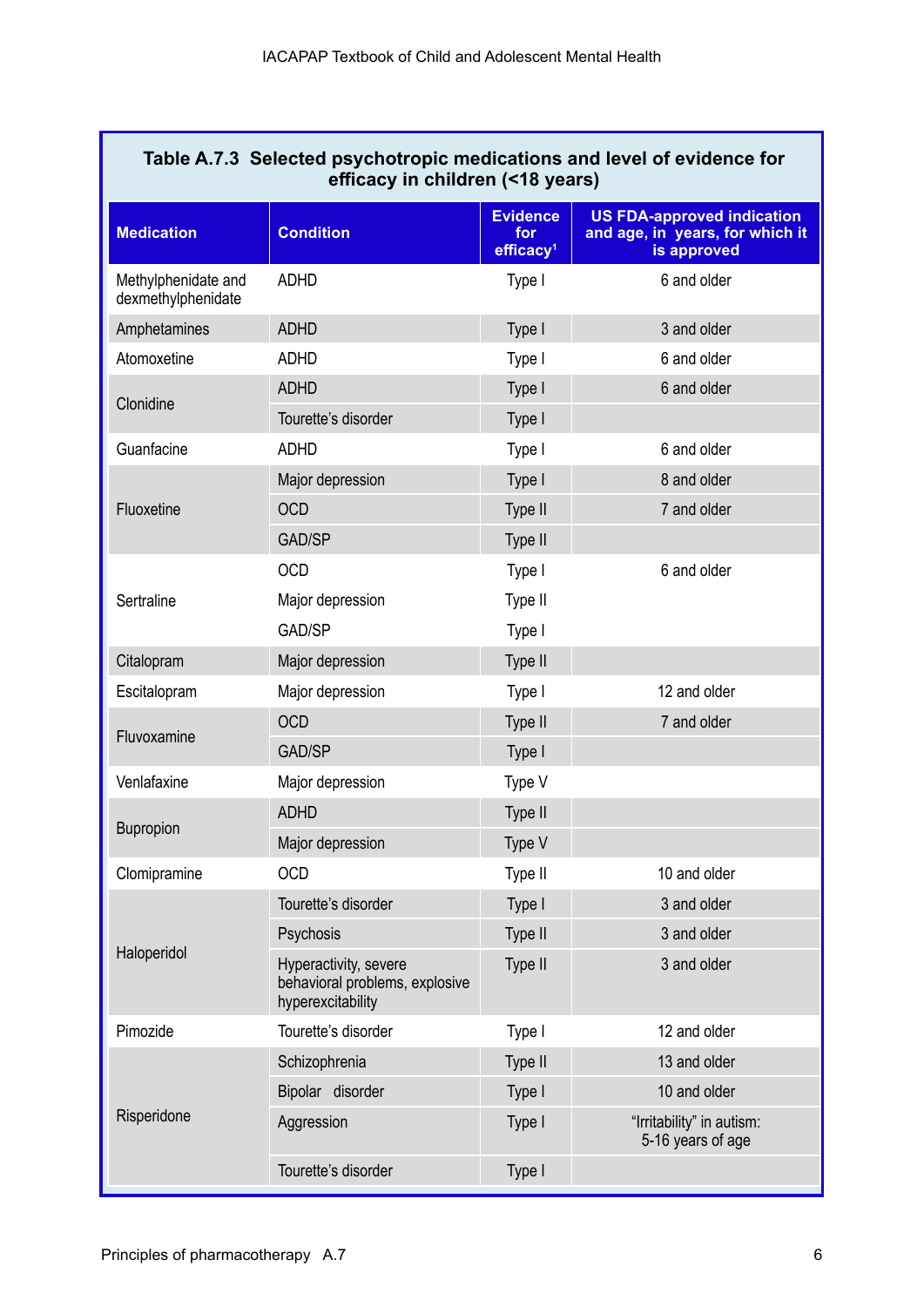**Table A.7.3 Selected psychotropic medications and level of evidence for efficacy in children (<18 years)**

| Medication | Condition | Evidence for efficacy[1] | US FDA-approved indication and age, in years, for which it is approved |
|---|---|---|---|
| Methylphenidate and dexmethylphenidate | ADHD | Type I | 6 and older |
| Amphetamines | ADHD | Type I | 3 and older |
| Atomoxetine | ADHD | Type I | 6 and older |
| Clonidine | ADHD | Type I | 6 and older |
| | Tourette's disorder | Type I | |
| Guanfacine | ADHD | Type I | 6 and older |
| Fluoxetine | Major depression | Type I | 8 and older |
| | OCD | Type II | 7 and older |
| | GAD/SP | Type II | |
| Sertraline | OCD | Type I | 6 and older |
| | Major depression | Type II | |
| | GAD/SP | Type I | |
| Citalopram | Major depression | Type II | |
| Escitalopram | Major depression | Type I | 12 and older |
| Fluvoxamine | OCD | Type II | 7 and older |
| | GAD/SP | Type I | |
| Venlafaxine | Major depression | Type V | |
| Bupropion | ADHD | Type II | |
| | Major depression | Type V | |
| Clomipramine | OCD | Type II | 10 and older |
| Haloperidol | Tourette's disorder | Type I | 3 and older |
| | Psychosis | Type II | 3 and older |
| | Hyperactivity, severe behavioral problems, explosive hyperexcitability | Type II | 3 and older |
| Pimozide | Tourette's disorder | Type I | 12 and older |
| Risperidone | Schizophrenia | Type II | 13 and older |
| | Bipolar disorder | Type I | 10 and older |
| | Aggression | Type I | "Irritability" in autism: 5-16 years of age |
| | Tourette's disorder | Type I | |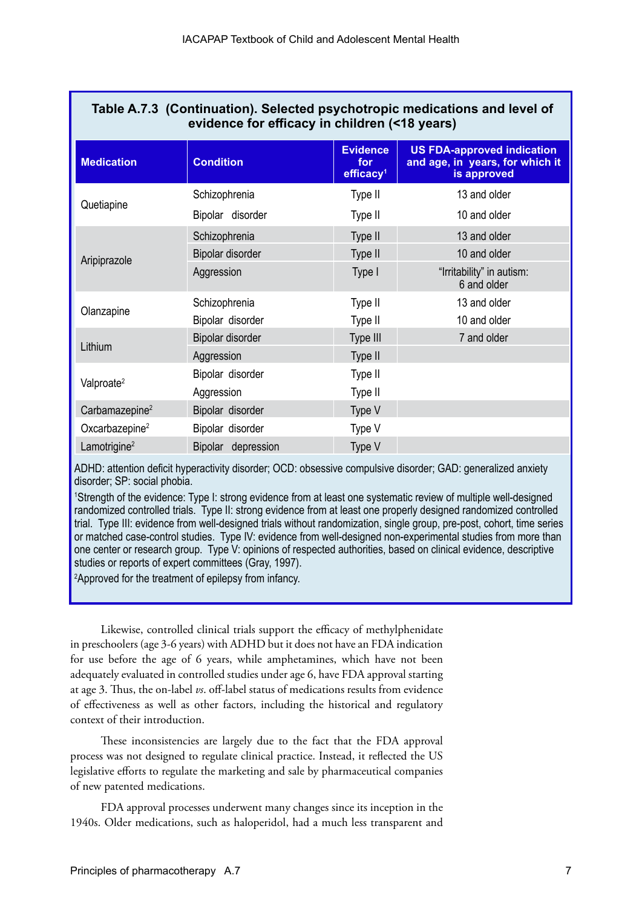**Table A.7.3 (Continuation). Selected psychotropic medications and level of evidence for efficacy in children (<18 years)**

| Medication | Condition | Evidence for efficacy[1] | US FDA-approved indication and age, in years, for which it is approved |
|---|---|---|---|
| Quetiapine | Schizophrenia | Type II | 13 and older |
| | Bipolar disorder | Type II | 10 and older |
| Aripiprazole | Schizophrenia | Type II | 13 and older |
| | Bipolar disorder | Type II | 10 and older |
| | Aggression | Type I | "Irritability" in autism: 6 and older |
| Olanzapine | Schizophrenia | Type II | 13 and older |
| | Bipolar disorder | Type II | 10 and older |
| Lithium | Bipolar disorder | Type III | 7 and older |
| | Aggression | Type II | |
| Valproate[2] | Bipolar disorder | Type II | |
| | Aggression | Type II | |
| Carbamazepine[2] | Bipolar disorder | Type V | |
| Oxcarbazepine[2] | Bipolar disorder | Type V | |
| Lamotrigine[2] | Bipolar depression | Type V | |

ADHD: attention deficit hyperactivity disorder; OCD: obsessive compulsive disorder; GAD: generalized anxiety disorder; SP: social phobia.

[1]Strength of the evidence: Type I: strong evidence from at least one systematic review of multiple well-designed randomized controlled trials. Type II: strong evidence from at least one properly designed randomized controlled trial. Type III: evidence from well-designed trials without randomization, single group, pre-post, cohort, time series or matched case-control studies. Type IV: evidence from well-designed non-experimental studies from more than one center or research group. Type V: opinions of respected authorities, based on clinical evidence, descriptive studies or reports of expert committees (Gray, 1997).

[2]Approved for the treatment of epilepsy from infancy.

Likewise, controlled clinical trials support the efficacy of methylphenidate in preschoolers (age 3-6 years) with ADHD but it does not have an FDA indication for use before the age of 6 years, while amphetamines, which have not been adequately evaluated in controlled studies under age 6, have FDA approval starting at age 3. Thus, the on-label *vs*. off-label status of medications results from evidence of effectiveness as well as other factors, including the historical and regulatory context of their introduction.

These inconsistencies are largely due to the fact that the FDA approval process was not designed to regulate clinical practice. Instead, it reflected the US legislative efforts to regulate the marketing and sale by pharmaceutical companies of new patented medications.

FDA approval processes underwent many changes since its inception in the 1940s. Older medications, such as haloperidol, had a much less transparent and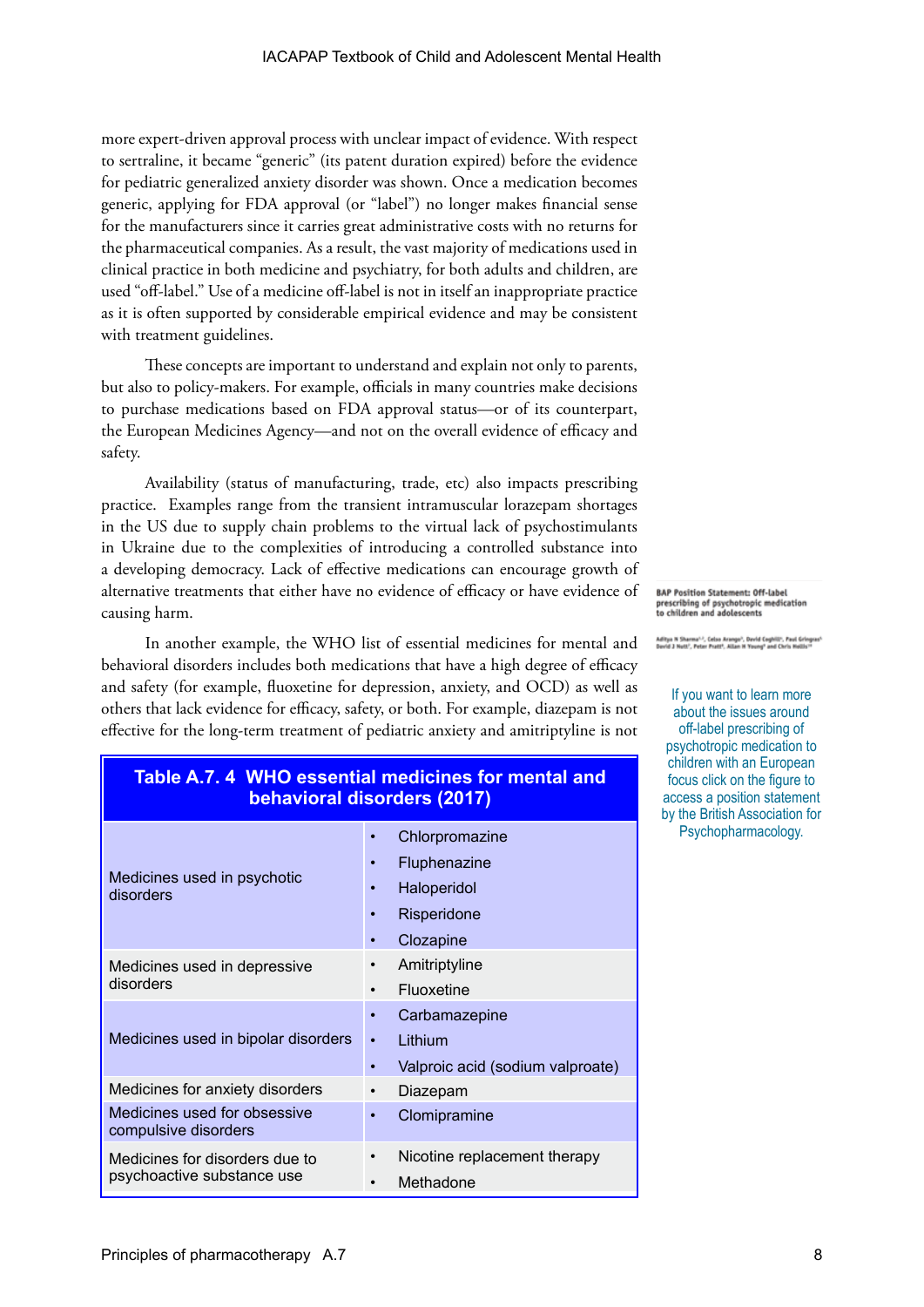more expert-driven approval process with unclear impact of evidence. With respect to sertraline, it became "generic" (its patent duration expired) before the evidence for pediatric generalized anxiety disorder was shown. Once a medication becomes generic, applying for FDA approval (or "label") no longer makes financial sense for the manufacturers since it carries great administrative costs with no returns for the pharmaceutical companies. As a result, the vast majority of medications used in clinical practice in both medicine and psychiatry, for both adults and children, are used "off-label." Use of a medicine off-label is not in itself an inappropriate practice as it is often supported by considerable empirical evidence and may be consistent with treatment guidelines.

These concepts are important to understand and explain not only to parents, but also to policy-makers. For example, officials in many countries make decisions to purchase medications based on FDA approval status—or of its counterpart, the European Medicines Agency—and not on the overall evidence of efficacy and safety.

Availability (status of manufacturing, trade, etc) also impacts prescribing practice. Examples range from the transient intramuscular lorazepam shortages in the US due to supply chain problems to the virtual lack of psychostimulants in Ukraine due to the complexities of introducing a controlled substance into a developing democracy. Lack of effective medications can encourage growth of alternative treatments that either have no evidence of efficacy or have evidence of causing harm.

In another example, the WHO list of essential medicines for mental and behavioral disorders includes both medications that have a high degree of efficacy and safety (for example, fluoxetine for depression, anxiety, and OCD) as well as others that lack evidence for efficacy, safety, or both. For example, diazepam is not effective for the long-term treatment of pediatric anxiety and amitriptyline is not

BAP Position Statement: Off-label prescribing of psychotropic medication to children and adolescents

If you want to learn more about the issues around off-label prescribing of psychotropic medication to children with an European focus click on the figure to access a position statement by the British Association for Psychopharmacology.

**Table A.7. 4 WHO essential medicines for mental and behavioral disorders (2017)**

| | |
|---|---|
| Medicines used in psychotic disorders | • Chlorpromazine<br>• Fluphenazine<br>• Haloperidol<br>• Risperidone<br>• Clozapine |
| Medicines used in depressive disorders | • Amitriptyline<br>• Fluoxetine |
| Medicines used in bipolar disorders | • Carbamazepine<br>• Lithium<br>• Valproic acid (sodium valproate) |
| Medicines for anxiety disorders | • Diazepam |
| Medicines used for obsessive compulsive disorders | • Clomipramine |
| Medicines for disorders due to psychoactive substance use | • Nicotine replacement therapy<br>• Methadone |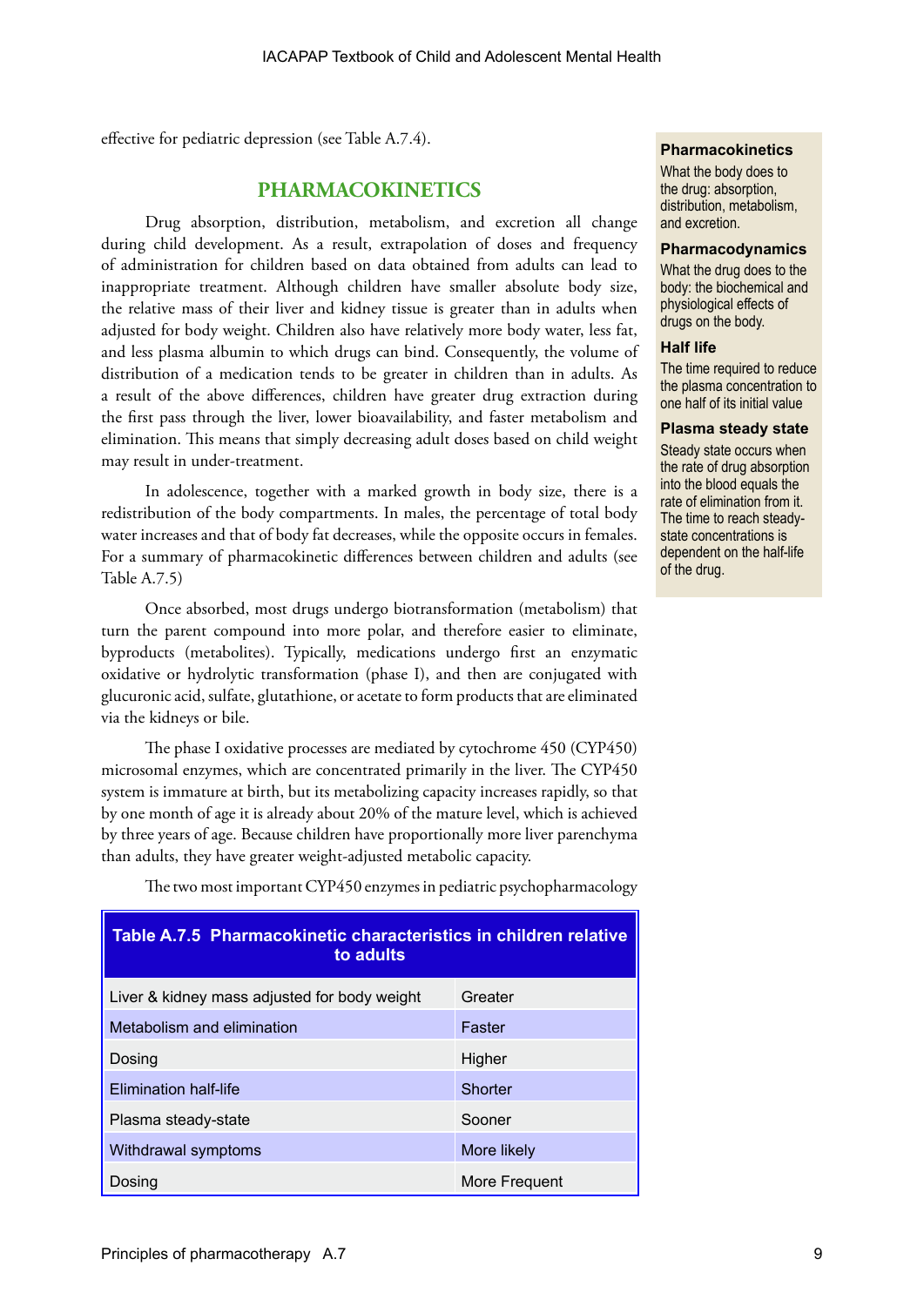effective for pediatric depression (see Table A.7.4).

## PHARMACOKINETICS

Drug absorption, distribution, metabolism, and excretion all change during child development. As a result, extrapolation of doses and frequency of administration for children based on data obtained from adults can lead to inappropriate treatment. Although children have smaller absolute body size, the relative mass of their liver and kidney tissue is greater than in adults when adjusted for body weight. Children also have relatively more body water, less fat, and less plasma albumin to which drugs can bind. Consequently, the volume of distribution of a medication tends to be greater in children than in adults. As a result of the above differences, children have greater drug extraction during the first pass through the liver, lower bioavailability, and faster metabolism and elimination. This means that simply decreasing adult doses based on child weight may result in under-treatment.

In adolescence, together with a marked growth in body size, there is a redistribution of the body compartments. In males, the percentage of total body water increases and that of body fat decreases, while the opposite occurs in females. For a summary of pharmacokinetic differences between children and adults (see Table A.7.5)

Once absorbed, most drugs undergo biotransformation (metabolism) that turn the parent compound into more polar, and therefore easier to eliminate, byproducts (metabolites). Typically, medications undergo first an enzymatic oxidative or hydrolytic transformation (phase I), and then are conjugated with glucuronic acid, sulfate, glutathione, or acetate to form products that are eliminated via the kidneys or bile.

The phase I oxidative processes are mediated by cytochrome 450 (CYP450) microsomal enzymes, which are concentrated primarily in the liver. The CYP450 system is immature at birth, but its metabolizing capacity increases rapidly, so that by one month of age it is already about 20% of the mature level, which is achieved by three years of age. Because children have proportionally more liver parenchyma than adults, they have greater weight-adjusted metabolic capacity.

The two most important CYP450 enzymes in pediatric psychopharmacology

**Table A.7.5 Pharmacokinetic characteristics in children relative to adults**

| Characteristic | Children relative to adults |
|---|---|
| Liver & kidney mass adjusted for body weight | Greater |
| Metabolism and elimination | Faster |
| Dosing | Higher |
| Elimination half-life | Shorter |
| Plasma steady-state | Sooner |
| Withdrawal symptoms | More likely |
| Dosing | More Frequent |

**Pharmacokinetics**

What the body does to the drug: absorption, distribution, metabolism, and excretion.

**Pharmacodynamics**

What the drug does to the body: the biochemical and physiological effects of drugs on the body.

**Half life**

The time required to reduce the plasma concentration to one half of its initial value

**Plasma steady state**

Steady state occurs when the rate of drug absorption into the blood equals the rate of elimination from it. The time to reach steady-state concentrations is dependent on the half-life of the drug.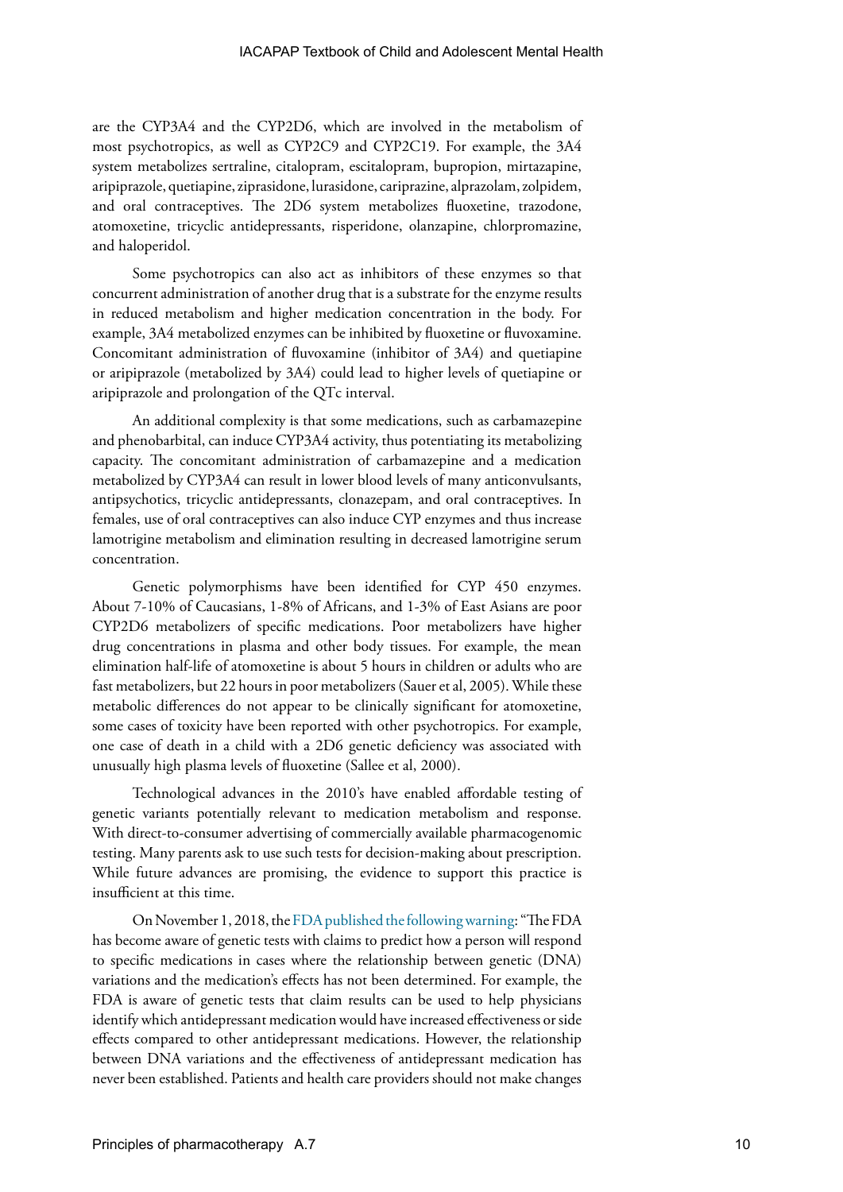are the CYP3A4 and the CYP2D6, which are involved in the metabolism of most psychotropics, as well as CYP2C9 and CYP2C19. For example, the 3A4 system metabolizes sertraline, citalopram, escitalopram, bupropion, mirtazapine, aripiprazole, quetiapine, ziprasidone, lurasidone, cariprazine, alprazolam, zolpidem, and oral contraceptives. The 2D6 system metabolizes fluoxetine, trazodone, atomoxetine, tricyclic antidepressants, risperidone, olanzapine, chlorpromazine, and haloperidol.

Some psychotropics can also act as inhibitors of these enzymes so that concurrent administration of another drug that is a substrate for the enzyme results in reduced metabolism and higher medication concentration in the body. For example, 3A4 metabolized enzymes can be inhibited by fluoxetine or fluvoxamine. Concomitant administration of fluvoxamine (inhibitor of 3A4) and quetiapine or aripiprazole (metabolized by 3A4) could lead to higher levels of quetiapine or aripiprazole and prolongation of the QTc interval.

An additional complexity is that some medications, such as carbamazepine and phenobarbital, can induce CYP3A4 activity, thus potentiating its metabolizing capacity. The concomitant administration of carbamazepine and a medication metabolized by CYP3A4 can result in lower blood levels of many anticonvulsants, antipsychotics, tricyclic antidepressants, clonazepam, and oral contraceptives. In females, use of oral contraceptives can also induce CYP enzymes and thus increase lamotrigine metabolism and elimination resulting in decreased lamotrigine serum concentration.

Genetic polymorphisms have been identified for CYP 450 enzymes. About 7-10% of Caucasians, 1-8% of Africans, and 1-3% of East Asians are poor CYP2D6 metabolizers of specific medications. Poor metabolizers have higher drug concentrations in plasma and other body tissues. For example, the mean elimination half-life of atomoxetine is about 5 hours in children or adults who are fast metabolizers, but 22 hours in poor metabolizers (Sauer et al, 2005). While these metabolic differences do not appear to be clinically significant for atomoxetine, some cases of toxicity have been reported with other psychotropics. For example, one case of death in a child with a 2D6 genetic deficiency was associated with unusually high plasma levels of fluoxetine (Sallee et al, 2000).

Technological advances in the 2010's have enabled affordable testing of genetic variants potentially relevant to medication metabolism and response. With direct-to-consumer advertising of commercially available pharmacogenomic testing. Many parents ask to use such tests for decision-making about prescription. While future advances are promising, the evidence to support this practice is insufficient at this time.

On November 1, 2018, the FDA published the following warning: "The FDA has become aware of genetic tests with claims to predict how a person will respond to specific medications in cases where the relationship between genetic (DNA) variations and the medication's effects has not been determined. For example, the FDA is aware of genetic tests that claim results can be used to help physicians identify which antidepressant medication would have increased effectiveness or side effects compared to other antidepressant medications. However, the relationship between DNA variations and the effectiveness of antidepressant medication has never been established. Patients and health care providers should not make changes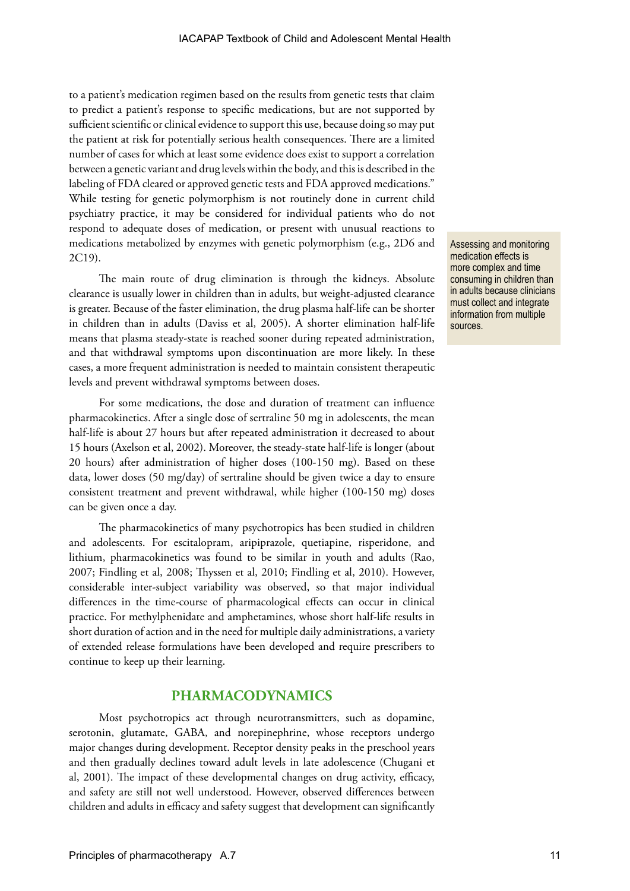to a patient's medication regimen based on the results from genetic tests that claim to predict a patient's response to specific medications, but are not supported by sufficient scientific or clinical evidence to support this use, because doing so may put the patient at risk for potentially serious health consequences. There are a limited number of cases for which at least some evidence does exist to support a correlation between a genetic variant and drug levels within the body, and this is described in the labeling of FDA cleared or approved genetic tests and FDA approved medications." While testing for genetic polymorphism is not routinely done in current child psychiatry practice, it may be considered for individual patients who do not respond to adequate doses of medication, or present with unusual reactions to medications metabolized by enzymes with genetic polymorphism (e.g., 2D6 and 2C19).

Assessing and monitoring medication effects is more complex and time consuming in children than in adults because clinicians must collect and integrate information from multiple sources.

The main route of drug elimination is through the kidneys. Absolute clearance is usually lower in children than in adults, but weight-adjusted clearance is greater. Because of the faster elimination, the drug plasma half-life can be shorter in children than in adults (Daviss et al, 2005). A shorter elimination half-life means that plasma steady-state is reached sooner during repeated administration, and that withdrawal symptoms upon discontinuation are more likely. In these cases, a more frequent administration is needed to maintain consistent therapeutic levels and prevent withdrawal symptoms between doses.

For some medications, the dose and duration of treatment can influence pharmacokinetics. After a single dose of sertraline 50 mg in adolescents, the mean half-life is about 27 hours but after repeated administration it decreased to about 15 hours (Axelson et al, 2002). Moreover, the steady-state half-life is longer (about 20 hours) after administration of higher doses (100-150 mg). Based on these data, lower doses (50 mg/day) of sertraline should be given twice a day to ensure consistent treatment and prevent withdrawal, while higher (100-150 mg) doses can be given once a day.

The pharmacokinetics of many psychotropics has been studied in children and adolescents. For escitalopram, aripiprazole, quetiapine, risperidone, and lithium, pharmacokinetics was found to be similar in youth and adults (Rao, 2007; Findling et al, 2008; Thyssen et al, 2010; Findling et al, 2010). However, considerable inter-subject variability was observed, so that major individual differences in the time-course of pharmacological effects can occur in clinical practice. For methylphenidate and amphetamines, whose short half-life results in short duration of action and in the need for multiple daily administrations, a variety of extended release formulations have been developed and require prescribers to continue to keep up their learning.

## PHARMACODYNAMICS

Most psychotropics act through neurotransmitters, such as dopamine, serotonin, glutamate, GABA, and norepinephrine, whose receptors undergo major changes during development. Receptor density peaks in the preschool years and then gradually declines toward adult levels in late adolescence (Chugani et al, 2001). The impact of these developmental changes on drug activity, efficacy, and safety are still not well understood. However, observed differences between children and adults in efficacy and safety suggest that development can significantly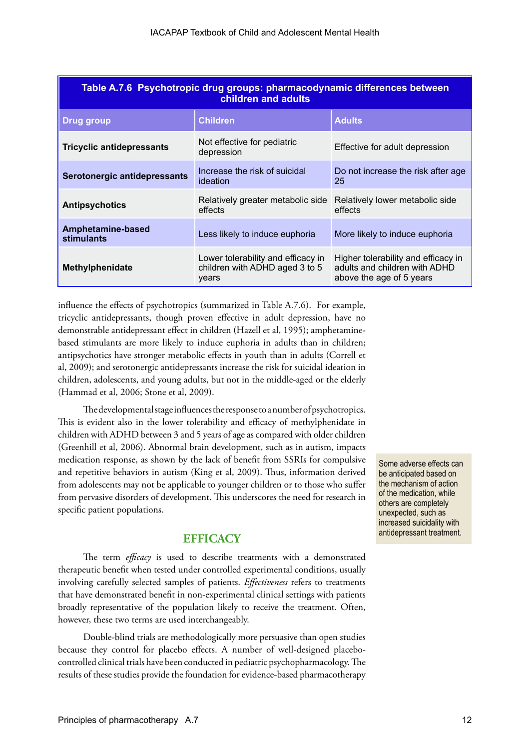**Table A.7.6 Psychotropic drug groups: pharmacodynamic differences between children and adults**

| Drug group | Children | Adults |
|---|---|---|
| **Tricyclic antidepressants** | Not effective for pediatric depression | Effective for adult depression |
| **Serotonergic antidepressants** | Increase the risk of suicidal ideation | Do not increase the risk after age 25 |
| **Antipsychotics** | Relatively greater metabolic side effects | Relatively lower metabolic side effects |
| **Amphetamine-based stimulants** | Less likely to induce euphoria | More likely to induce euphoria |
| **Methylphenidate** | Lower tolerability and efficacy in children with ADHD aged 3 to 5 years | Higher tolerability and efficacy in adults and children with ADHD above the age of 5 years |

influence the effects of psychotropics (summarized in Table A.7.6). For example, tricyclic antidepressants, though proven effective in adult depression, have no demonstrable antidepressant effect in children (Hazell et al, 1995); amphetamine-based stimulants are more likely to induce euphoria in adults than in children; antipsychotics have stronger metabolic effects in youth than in adults (Correll et al, 2009); and serotonergic antidepressants increase the risk for suicidal ideation in children, adolescents, and young adults, but not in the middle-aged or the elderly (Hammad et al, 2006; Stone et al, 2009).

The developmental stage influences the response to a number of psychotropics. This is evident also in the lower tolerability and efficacy of methylphenidate in children with ADHD between 3 and 5 years of age as compared with older children (Greenhill et al, 2006). Abnormal brain development, such as in autism, impacts medication response, as shown by the lack of benefit from SSRIs for compulsive and repetitive behaviors in autism (King et al, 2009). Thus, information derived from adolescents may not be applicable to younger children or to those who suffer from pervasive disorders of development. This underscores the need for research in specific patient populations.

> Some adverse effects can be anticipated based on the mechanism of action of the medication, while others are completely unexpected, such as increased suicidality with antidepressant treatment.

## EFFICACY

The term *efficacy* is used to describe treatments with a demonstrated therapeutic benefit when tested under controlled experimental conditions, usually involving carefully selected samples of patients. *Effectiveness* refers to treatments that have demonstrated benefit in non-experimental clinical settings with patients broadly representative of the population likely to receive the treatment. Often, however, these two terms are used interchangeably.

Double-blind trials are methodologically more persuasive than open studies because they control for placebo effects. A number of well-designed placebo-controlled clinical trials have been conducted in pediatric psychopharmacology. The results of these studies provide the foundation for evidence-based pharmacotherapy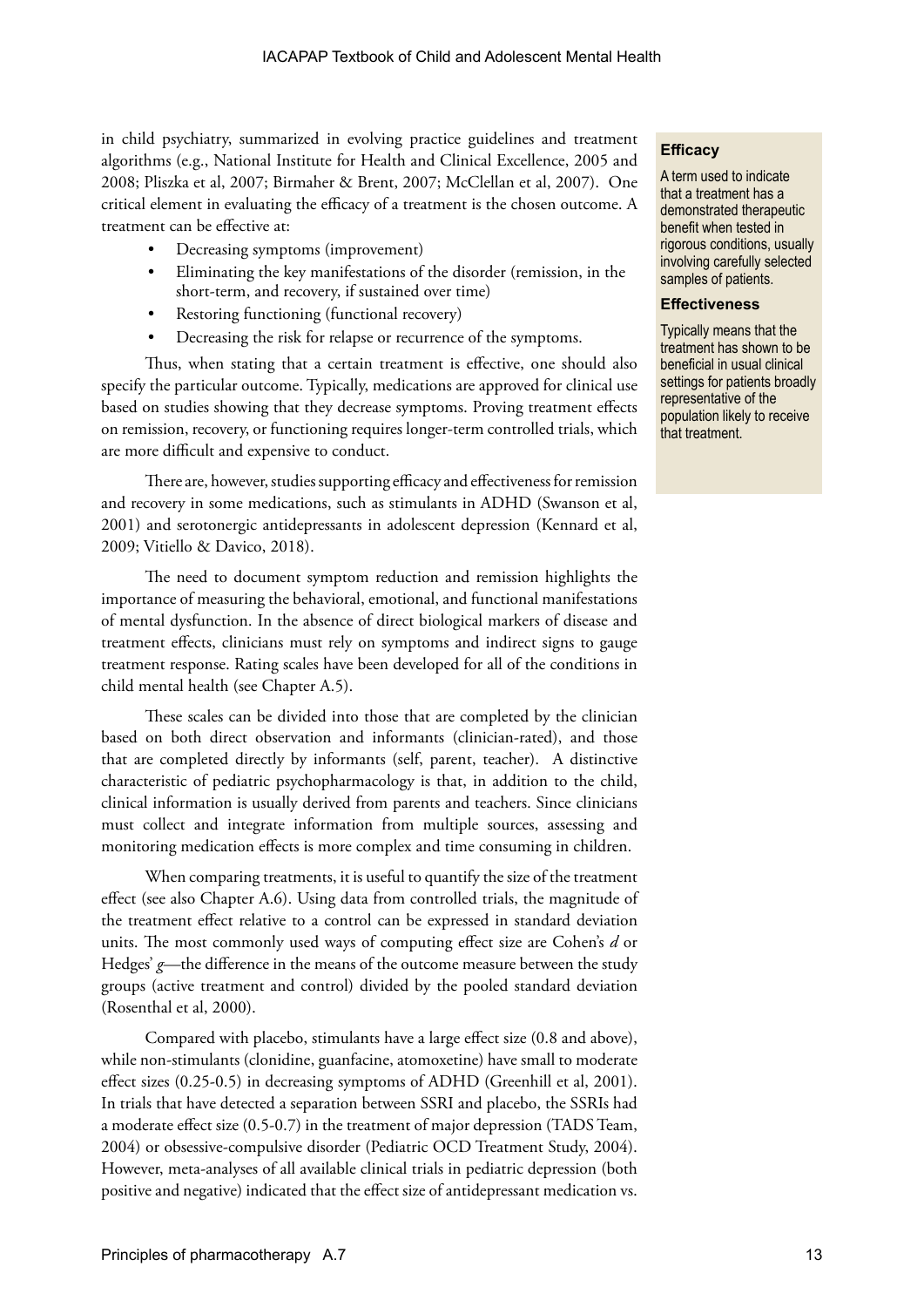in child psychiatry, summarized in evolving practice guidelines and treatment algorithms (e.g., National Institute for Health and Clinical Excellence, 2005 and 2008; Pliszka et al, 2007; Birmaher & Brent, 2007; McClellan et al, 2007). One critical element in evaluating the efficacy of a treatment is the chosen outcome. A treatment can be effective at:

- Decreasing symptoms (improvement)
- Eliminating the key manifestations of the disorder (remission, in the short-term, and recovery, if sustained over time)
- Restoring functioning (functional recovery)
- Decreasing the risk for relapse or recurrence of the symptoms.

Thus, when stating that a certain treatment is effective, one should also specify the particular outcome. Typically, medications are approved for clinical use based on studies showing that they decrease symptoms. Proving treatment effects on remission, recovery, or functioning requires longer-term controlled trials, which are more difficult and expensive to conduct.

There are, however, studies supporting efficacy and effectiveness for remission and recovery in some medications, such as stimulants in ADHD (Swanson et al, 2001) and serotonergic antidepressants in adolescent depression (Kennard et al, 2009; Vitiello & Davico, 2018).

The need to document symptom reduction and remission highlights the importance of measuring the behavioral, emotional, and functional manifestations of mental dysfunction. In the absence of direct biological markers of disease and treatment effects, clinicians must rely on symptoms and indirect signs to gauge treatment response. Rating scales have been developed for all of the conditions in child mental health (see Chapter A.5).

These scales can be divided into those that are completed by the clinician based on both direct observation and informants (clinician-rated), and those that are completed directly by informants (self, parent, teacher). A distinctive characteristic of pediatric psychopharmacology is that, in addition to the child, clinical information is usually derived from parents and teachers. Since clinicians must collect and integrate information from multiple sources, assessing and monitoring medication effects is more complex and time consuming in children.

When comparing treatments, it is useful to quantify the size of the treatment effect (see also Chapter A.6). Using data from controlled trials, the magnitude of the treatment effect relative to a control can be expressed in standard deviation units. The most commonly used ways of computing effect size are Cohen's *d* or Hedges' *g*—the difference in the means of the outcome measure between the study groups (active treatment and control) divided by the pooled standard deviation (Rosenthal et al, 2000).

Compared with placebo, stimulants have a large effect size (0.8 and above), while non-stimulants (clonidine, guanfacine, atomoxetine) have small to moderate effect sizes (0.25-0.5) in decreasing symptoms of ADHD (Greenhill et al, 2001). In trials that have detected a separation between SSRI and placebo, the SSRIs had a moderate effect size (0.5-0.7) in the treatment of major depression (TADS Team, 2004) or obsessive-compulsive disorder (Pediatric OCD Treatment Study, 2004). However, meta-analyses of all available clinical trials in pediatric depression (both positive and negative) indicated that the effect size of antidepressant medication vs.

**Efficacy**

A term used to indicate that a treatment has a demonstrated therapeutic benefit when tested in rigorous conditions, usually involving carefully selected samples of patients.

**Effectiveness**

Typically means that the treatment has shown to be beneficial in usual clinical settings for patients broadly representative of the population likely to receive that treatment.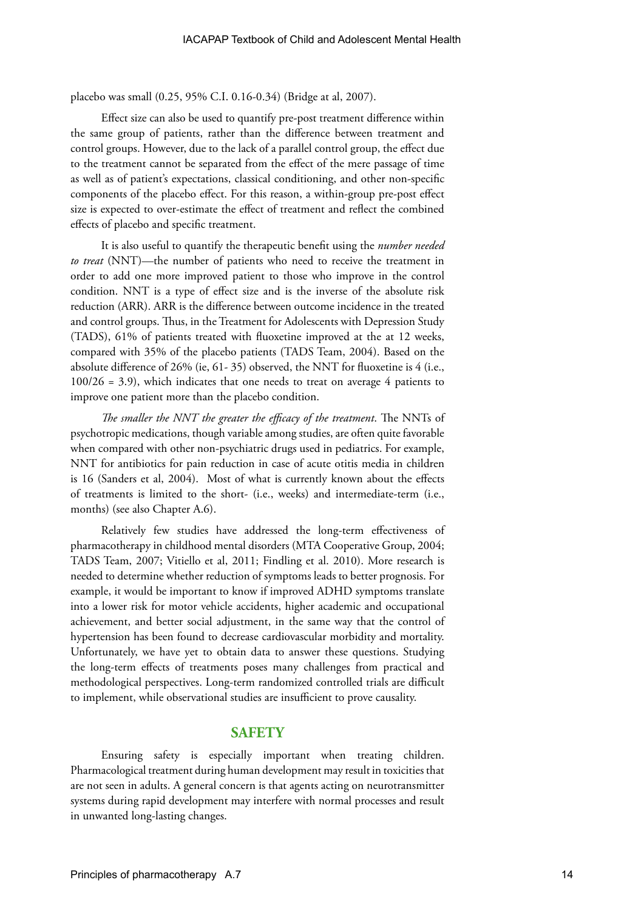placebo was small (0.25, 95% C.I. 0.16-0.34) (Bridge at al, 2007).

Effect size can also be used to quantify pre-post treatment difference within the same group of patients, rather than the difference between treatment and control groups. However, due to the lack of a parallel control group, the effect due to the treatment cannot be separated from the effect of the mere passage of time as well as of patient's expectations, classical conditioning, and other non-specific components of the placebo effect. For this reason, a within-group pre-post effect size is expected to over-estimate the effect of treatment and reflect the combined effects of placebo and specific treatment.

It is also useful to quantify the therapeutic benefit using the *number needed to treat* (NNT)—the number of patients who need to receive the treatment in order to add one more improved patient to those who improve in the control condition. NNT is a type of effect size and is the inverse of the absolute risk reduction (ARR). ARR is the difference between outcome incidence in the treated and control groups. Thus, in the Treatment for Adolescents with Depression Study (TADS), 61% of patients treated with fluoxetine improved at the at 12 weeks, compared with 35% of the placebo patients (TADS Team, 2004). Based on the absolute difference of 26% (ie, 61- 35) observed, the NNT for fluoxetine is 4 (i.e., 100/26 = 3.9), which indicates that one needs to treat on average 4 patients to improve one patient more than the placebo condition.

*The smaller the NNT the greater the efficacy of the treatment*. The NNTs of psychotropic medications, though variable among studies, are often quite favorable when compared with other non-psychiatric drugs used in pediatrics. For example, NNT for antibiotics for pain reduction in case of acute otitis media in children is 16 (Sanders et al, 2004). Most of what is currently known about the effects of treatments is limited to the short- (i.e., weeks) and intermediate-term (i.e., months) (see also Chapter A.6).

Relatively few studies have addressed the long-term effectiveness of pharmacotherapy in childhood mental disorders (MTA Cooperative Group, 2004; TADS Team, 2007; Vitiello et al, 2011; Findling et al. 2010). More research is needed to determine whether reduction of symptoms leads to better prognosis. For example, it would be important to know if improved ADHD symptoms translate into a lower risk for motor vehicle accidents, higher academic and occupational achievement, and better social adjustment, in the same way that the control of hypertension has been found to decrease cardiovascular morbidity and mortality. Unfortunately, we have yet to obtain data to answer these questions. Studying the long-term effects of treatments poses many challenges from practical and methodological perspectives. Long-term randomized controlled trials are difficult to implement, while observational studies are insufficient to prove causality.

## SAFETY

Ensuring safety is especially important when treating children. Pharmacological treatment during human development may result in toxicities that are not seen in adults. A general concern is that agents acting on neurotransmitter systems during rapid development may interfere with normal processes and result in unwanted long-lasting changes.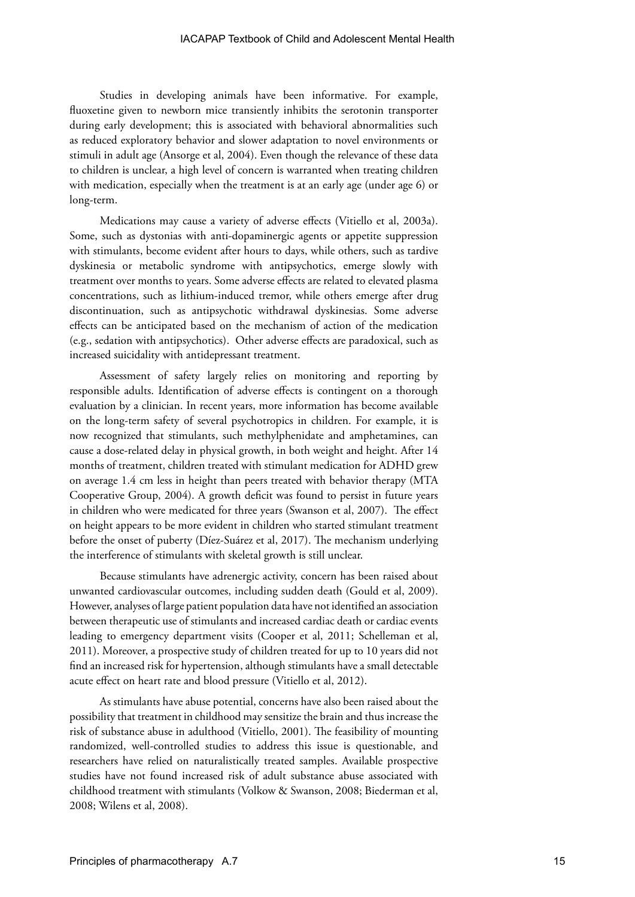Studies in developing animals have been informative. For example, fluoxetine given to newborn mice transiently inhibits the serotonin transporter during early development; this is associated with behavioral abnormalities such as reduced exploratory behavior and slower adaptation to novel environments or stimuli in adult age (Ansorge et al, 2004). Even though the relevance of these data to children is unclear, a high level of concern is warranted when treating children with medication, especially when the treatment is at an early age (under age 6) or long-term.

Medications may cause a variety of adverse effects (Vitiello et al, 2003a). Some, such as dystonias with anti-dopaminergic agents or appetite suppression with stimulants, become evident after hours to days, while others, such as tardive dyskinesia or metabolic syndrome with antipsychotics, emerge slowly with treatment over months to years. Some adverse effects are related to elevated plasma concentrations, such as lithium-induced tremor, while others emerge after drug discontinuation, such as antipsychotic withdrawal dyskinesias. Some adverse effects can be anticipated based on the mechanism of action of the medication (e.g., sedation with antipsychotics). Other adverse effects are paradoxical, such as increased suicidality with antidepressant treatment.

Assessment of safety largely relies on monitoring and reporting by responsible adults. Identification of adverse effects is contingent on a thorough evaluation by a clinician. In recent years, more information has become available on the long-term safety of several psychotropics in children. For example, it is now recognized that stimulants, such methylphenidate and amphetamines, can cause a dose-related delay in physical growth, in both weight and height. After 14 months of treatment, children treated with stimulant medication for ADHD grew on average 1.4 cm less in height than peers treated with behavior therapy (MTA Cooperative Group, 2004). A growth deficit was found to persist in future years in children who were medicated for three years (Swanson et al, 2007). The effect on height appears to be more evident in children who started stimulant treatment before the onset of puberty (Díez-Suárez et al, 2017). The mechanism underlying the interference of stimulants with skeletal growth is still unclear.

Because stimulants have adrenergic activity, concern has been raised about unwanted cardiovascular outcomes, including sudden death (Gould et al, 2009). However, analyses of large patient population data have not identified an association between therapeutic use of stimulants and increased cardiac death or cardiac events leading to emergency department visits (Cooper et al, 2011; Schelleman et al, 2011). Moreover, a prospective study of children treated for up to 10 years did not find an increased risk for hypertension, although stimulants have a small detectable acute effect on heart rate and blood pressure (Vitiello et al, 2012).

As stimulants have abuse potential, concerns have also been raised about the possibility that treatment in childhood may sensitize the brain and thus increase the risk of substance abuse in adulthood (Vitiello, 2001). The feasibility of mounting randomized, well-controlled studies to address this issue is questionable, and researchers have relied on naturalistically treated samples. Available prospective studies have not found increased risk of adult substance abuse associated with childhood treatment with stimulants (Volkow & Swanson, 2008; Biederman et al, 2008; Wilens et al, 2008).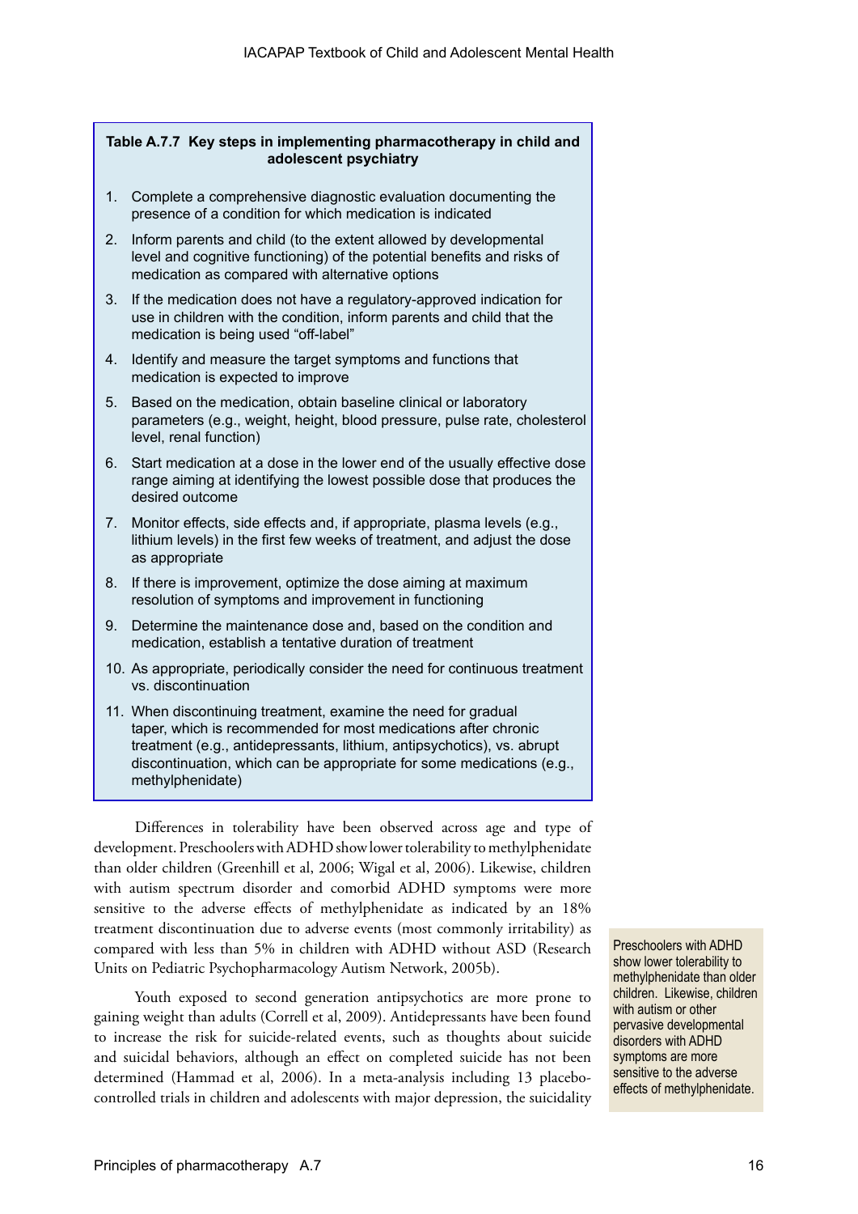**Table A.7.7 Key steps in implementing pharmacotherapy in child and adolescent psychiatry**

1. Complete a comprehensive diagnostic evaluation documenting the presence of a condition for which medication is indicated
2. Inform parents and child (to the extent allowed by developmental level and cognitive functioning) of the potential benefits and risks of medication as compared with alternative options
3. If the medication does not have a regulatory-approved indication for use in children with the condition, inform parents and child that the medication is being used "off-label"
4. Identify and measure the target symptoms and functions that medication is expected to improve
5. Based on the medication, obtain baseline clinical or laboratory parameters (e.g., weight, height, blood pressure, pulse rate, cholesterol level, renal function)
6. Start medication at a dose in the lower end of the usually effective dose range aiming at identifying the lowest possible dose that produces the desired outcome
7. Monitor effects, side effects and, if appropriate, plasma levels (e.g., lithium levels) in the first few weeks of treatment, and adjust the dose as appropriate
8. If there is improvement, optimize the dose aiming at maximum resolution of symptoms and improvement in functioning
9. Determine the maintenance dose and, based on the condition and medication, establish a tentative duration of treatment
10. As appropriate, periodically consider the need for continuous treatment vs. discontinuation
11. When discontinuing treatment, examine the need for gradual taper, which is recommended for most medications after chronic treatment (e.g., antidepressants, lithium, antipsychotics), vs. abrupt discontinuation, which can be appropriate for some medications (e.g., methylphenidate)

Differences in tolerability have been observed across age and type of development. Preschoolers with ADHD show lower tolerability to methylphenidate than older children (Greenhill et al, 2006; Wigal et al, 2006). Likewise, children with autism spectrum disorder and comorbid ADHD symptoms were more sensitive to the adverse effects of methylphenidate as indicated by an 18% treatment discontinuation due to adverse events (most commonly irritability) as compared with less than 5% in children with ADHD without ASD (Research Units on Pediatric Psychopharmacology Autism Network, 2005b).

> Preschoolers with ADHD show lower tolerability to methylphenidate than older children. Likewise, children with autism or other pervasive developmental disorders with ADHD symptoms are more sensitive to the adverse effects of methylphenidate.

Youth exposed to second generation antipsychotics are more prone to gaining weight than adults (Correll et al, 2009). Antidepressants have been found to increase the risk for suicide-related events, such as thoughts about suicide and suicidal behaviors, although an effect on completed suicide has not been determined (Hammad et al, 2006). In a meta-analysis including 13 placebo-controlled trials in children and adolescents with major depression, the suicidality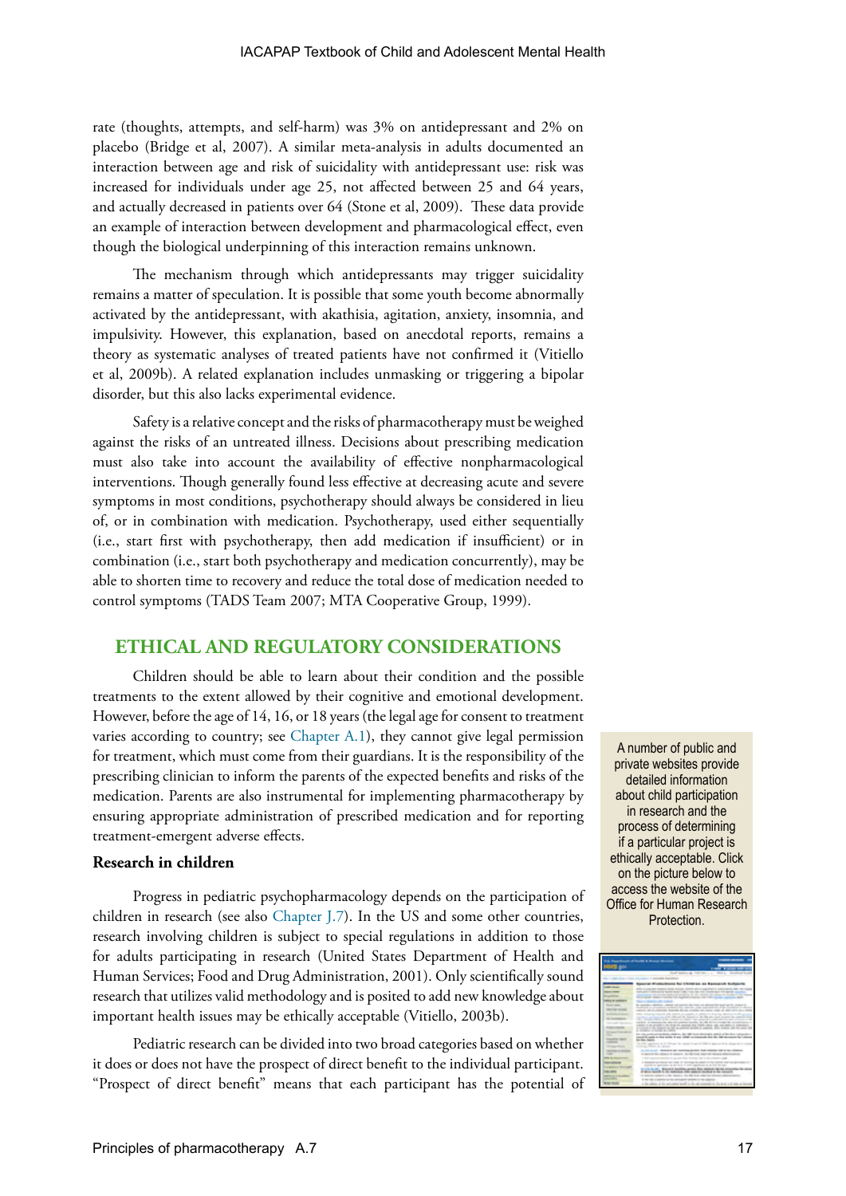rate (thoughts, attempts, and self-harm) was 3% on antidepressant and 2% on placebo (Bridge et al, 2007). A similar meta-analysis in adults documented an interaction between age and risk of suicidality with antidepressant use: risk was increased for individuals under age 25, not affected between 25 and 64 years, and actually decreased in patients over 64 (Stone et al, 2009). These data provide an example of interaction between development and pharmacological effect, even though the biological underpinning of this interaction remains unknown.

The mechanism through which antidepressants may trigger suicidality remains a matter of speculation. It is possible that some youth become abnormally activated by the antidepressant, with akathisia, agitation, anxiety, insomnia, and impulsivity. However, this explanation, based on anecdotal reports, remains a theory as systematic analyses of treated patients have not confirmed it (Vitiello et al, 2009b). A related explanation includes unmasking or triggering a bipolar disorder, but this also lacks experimental evidence.

Safety is a relative concept and the risks of pharmacotherapy must be weighed against the risks of an untreated illness. Decisions about prescribing medication must also take into account the availability of effective nonpharmacological interventions. Though generally found less effective at decreasing acute and severe symptoms in most conditions, psychotherapy should always be considered in lieu of, or in combination with, medication. Psychotherapy, used either sequentially (i.e., start first with psychotherapy, then add medication if insufficient) or in combination (i.e., start both psychotherapy and medication concurrently), may be able to shorten time to recovery and reduce the total dose of medication needed to control symptoms (TADS Team 2007; MTA Cooperative Group, 1999).

## ETHICAL AND REGULATORY CONSIDERATIONS

Children should be able to learn about their condition and the possible treatments to the extent allowed by their cognitive and emotional development. However, before the age of 14, 16, or 18 years (the legal age for consent to treatment varies according to country; see Chapter A.1), they cannot give legal permission for treatment, which must come from their guardians. It is the responsibility of the prescribing clinician to inform the parents of the expected benefits and risks of the medication. Parents are also instrumental for implementing pharmacotherapy by ensuring appropriate administration of prescribed medication and for reporting treatment-emergent adverse effects.

A number of public and private websites provide detailed information about child participation in research and the process of determining if a particular project is ethically acceptable. Click on the picture below to access the website of the Office for Human Research Protection.

### Research in children

Progress in pediatric psychopharmacology depends on the participation of children in research (see also Chapter J.7). In the US and some other countries, research involving children is subject to special regulations in addition to those for adults participating in research (United States Department of Health and Human Services; Food and Drug Administration, 2001). Only scientifically sound research that utilizes valid methodology and is posited to add new knowledge about important health issues may be ethically acceptable (Vitiello, 2003b).

Pediatric research can be divided into two broad categories based on whether it does or does not have the prospect of direct benefit to the individual participant. "Prospect of direct benefit" means that each participant has the potential of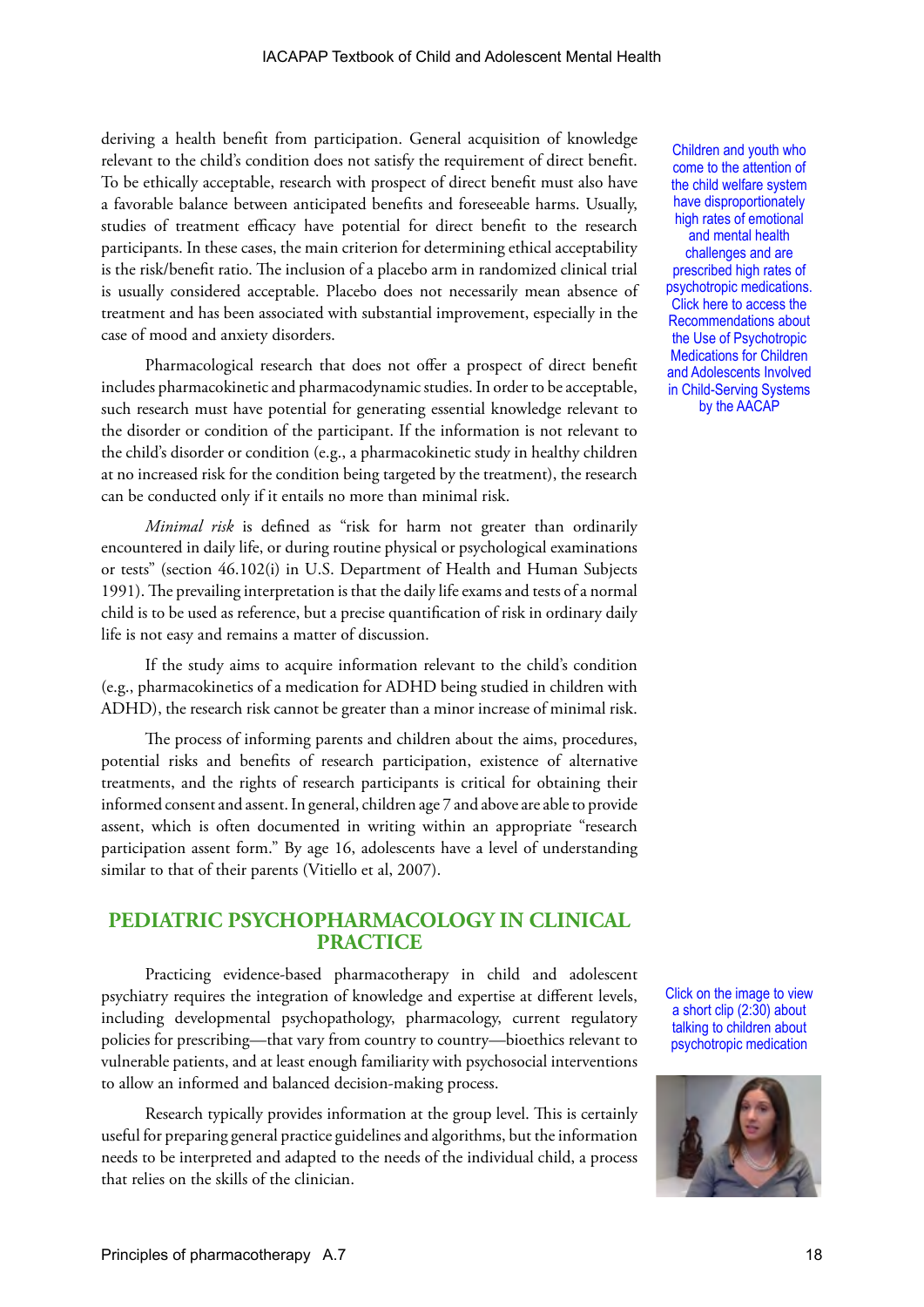deriving a health benefit from participation. General acquisition of knowledge relevant to the child's condition does not satisfy the requirement of direct benefit. To be ethically acceptable, research with prospect of direct benefit must also have a favorable balance between anticipated benefits and foreseeable harms. Usually, studies of treatment efficacy have potential for direct benefit to the research participants. In these cases, the main criterion for determining ethical acceptability is the risk/benefit ratio. The inclusion of a placebo arm in randomized clinical trial is usually considered acceptable. Placebo does not necessarily mean absence of treatment and has been associated with substantial improvement, especially in the case of mood and anxiety disorders.

Pharmacological research that does not offer a prospect of direct benefit includes pharmacokinetic and pharmacodynamic studies. In order to be acceptable, such research must have potential for generating essential knowledge relevant to the disorder or condition of the participant. If the information is not relevant to the child's disorder or condition (e.g., a pharmacokinetic study in healthy children at no increased risk for the condition being targeted by the treatment), the research can be conducted only if it entails no more than minimal risk.

*Minimal risk* is defined as "risk for harm not greater than ordinarily encountered in daily life, or during routine physical or psychological examinations or tests" (section 46.102(i) in U.S. Department of Health and Human Subjects 1991). The prevailing interpretation is that the daily life exams and tests of a normal child is to be used as reference, but a precise quantification of risk in ordinary daily life is not easy and remains a matter of discussion.

If the study aims to acquire information relevant to the child's condition (e.g., pharmacokinetics of a medication for ADHD being studied in children with ADHD), the research risk cannot be greater than a minor increase of minimal risk.

The process of informing parents and children about the aims, procedures, potential risks and benefits of research participation, existence of alternative treatments, and the rights of research participants is critical for obtaining their informed consent and assent. In general, children age 7 and above are able to provide assent, which is often documented in writing within an appropriate "research participation assent form." By age 16, adolescents have a level of understanding similar to that of their parents (Vitiello et al, 2007).

Children and youth who come to the attention of the child welfare system have disproportionately high rates of emotional and mental health challenges and are prescribed high rates of psychotropic medications. Click here to access the Recommendations about the Use of Psychotropic Medications for Children and Adolescents Involved in Child-Serving Systems by the AACAP

## PEDIATRIC PSYCHOPHARMACOLOGY IN CLINICAL PRACTICE

Practicing evidence-based pharmacotherapy in child and adolescent psychiatry requires the integration of knowledge and expertise at different levels, including developmental psychopathology, pharmacology, current regulatory policies for prescribing—that vary from country to country—bioethics relevant to vulnerable patients, and at least enough familiarity with psychosocial interventions to allow an informed and balanced decision-making process.

Research typically provides information at the group level. This is certainly useful for preparing general practice guidelines and algorithms, but the information needs to be interpreted and adapted to the needs of the individual child, a process that relies on the skills of the clinician.

Click on the image to view a short clip (2:30) about talking to children about psychotropic medication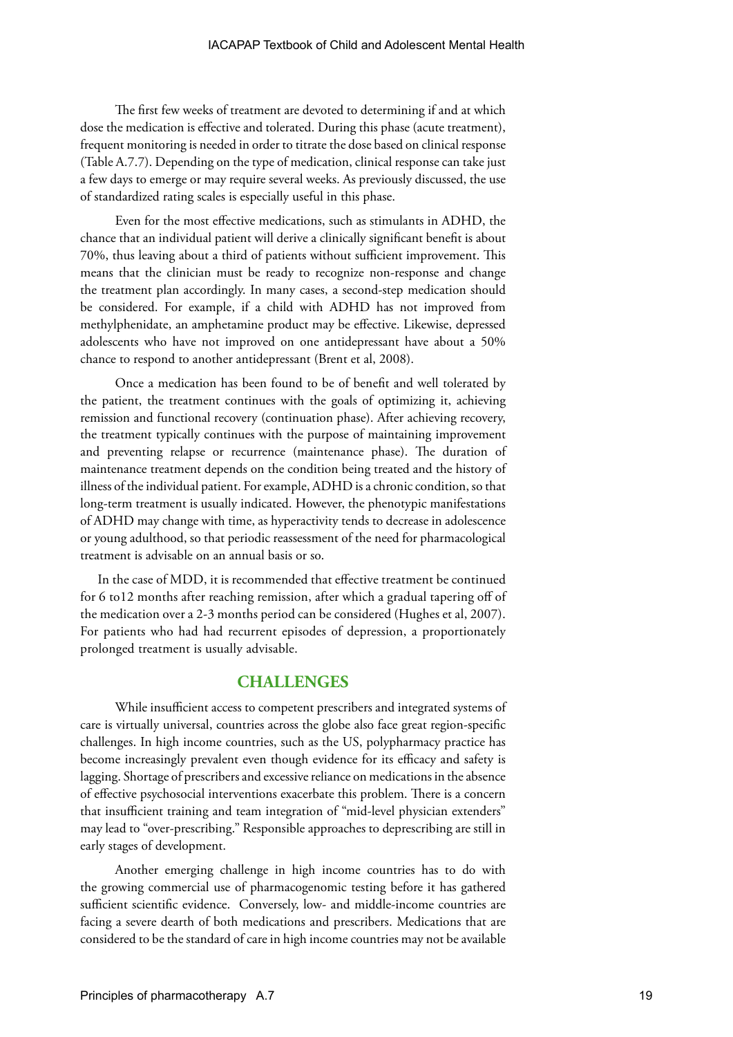The first few weeks of treatment are devoted to determining if and at which dose the medication is effective and tolerated. During this phase (acute treatment), frequent monitoring is needed in order to titrate the dose based on clinical response (Table A.7.7). Depending on the type of medication, clinical response can take just a few days to emerge or may require several weeks. As previously discussed, the use of standardized rating scales is especially useful in this phase.

Even for the most effective medications, such as stimulants in ADHD, the chance that an individual patient will derive a clinically significant benefit is about 70%, thus leaving about a third of patients without sufficient improvement. This means that the clinician must be ready to recognize non-response and change the treatment plan accordingly. In many cases, a second-step medication should be considered. For example, if a child with ADHD has not improved from methylphenidate, an amphetamine product may be effective. Likewise, depressed adolescents who have not improved on one antidepressant have about a 50% chance to respond to another antidepressant (Brent et al, 2008).

Once a medication has been found to be of benefit and well tolerated by the patient, the treatment continues with the goals of optimizing it, achieving remission and functional recovery (continuation phase). After achieving recovery, the treatment typically continues with the purpose of maintaining improvement and preventing relapse or recurrence (maintenance phase). The duration of maintenance treatment depends on the condition being treated and the history of illness of the individual patient. For example, ADHD is a chronic condition, so that long-term treatment is usually indicated. However, the phenotypic manifestations of ADHD may change with time, as hyperactivity tends to decrease in adolescence or young adulthood, so that periodic reassessment of the need for pharmacological treatment is advisable on an annual basis or so.

In the case of MDD, it is recommended that effective treatment be continued for 6 to12 months after reaching remission, after which a gradual tapering off of the medication over a 2-3 months period can be considered (Hughes et al, 2007). For patients who had had recurrent episodes of depression, a proportionately prolonged treatment is usually advisable.

## CHALLENGES

While insufficient access to competent prescribers and integrated systems of care is virtually universal, countries across the globe also face great region-specific challenges. In high income countries, such as the US, polypharmacy practice has become increasingly prevalent even though evidence for its efficacy and safety is lagging. Shortage of prescribers and excessive reliance on medications in the absence of effective psychosocial interventions exacerbate this problem. There is a concern that insufficient training and team integration of "mid-level physician extenders" may lead to "over-prescribing." Responsible approaches to deprescribing are still in early stages of development.

Another emerging challenge in high income countries has to do with the growing commercial use of pharmacogenomic testing before it has gathered sufficient scientific evidence. Conversely, low- and middle-income countries are facing a severe dearth of both medications and prescribers. Medications that are considered to be the standard of care in high income countries may not be available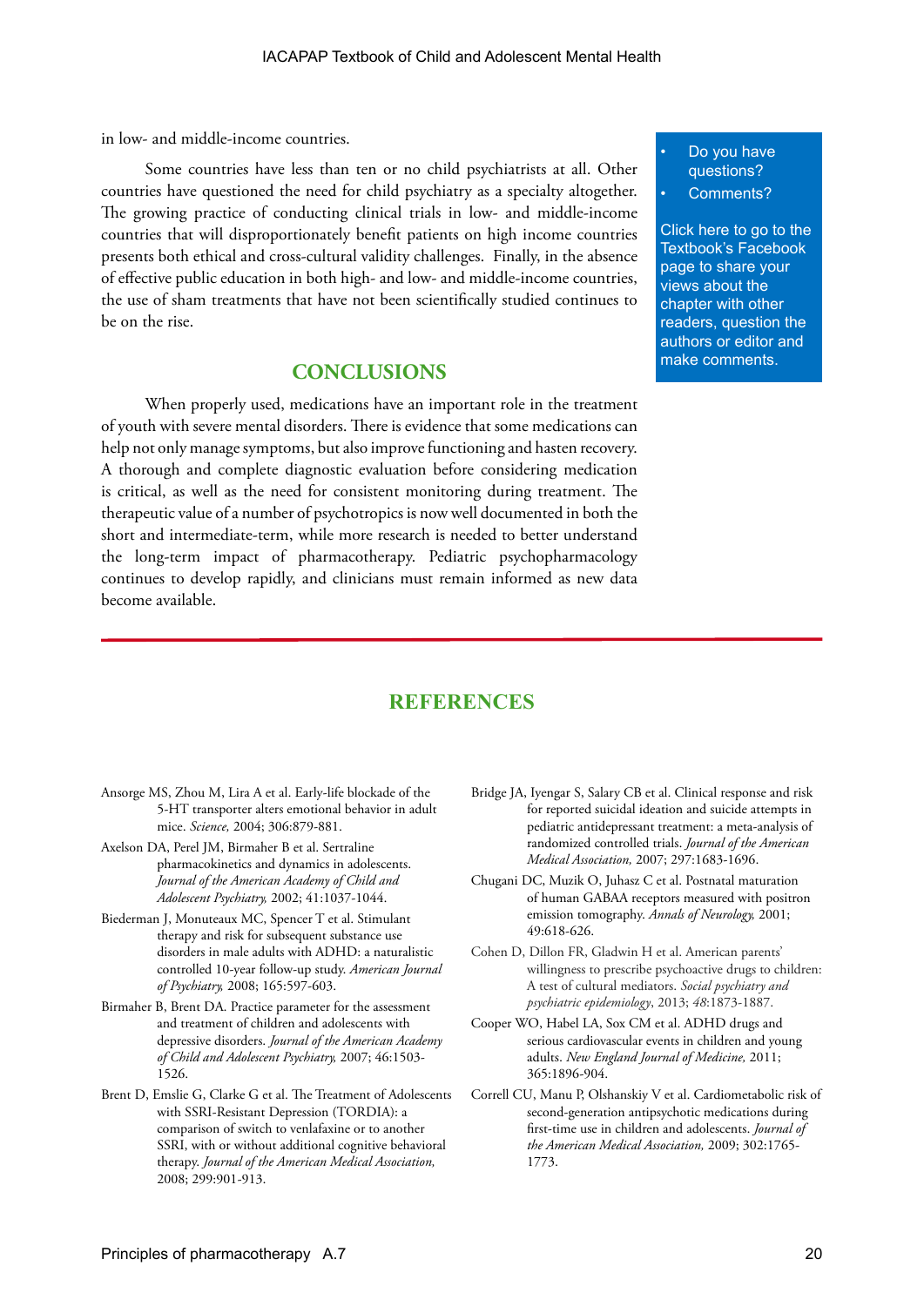in low- and middle-income countries.

Some countries have less than ten or no child psychiatrists at all. Other countries have questioned the need for child psychiatry as a specialty altogether. The growing practice of conducting clinical trials in low- and middle-income countries that will disproportionately benefit patients on high income countries presents both ethical and cross-cultural validity challenges. Finally, in the absence of effective public education in both high- and low- and middle-income countries, the use of sham treatments that have not been scientifically studied continues to be on the rise.

- Do you have questions?
- Comments?

Click here to go to the Textbook's Facebook page to share your views about the chapter with other readers, question the authors or editor and make comments.

## CONCLUSIONS

When properly used, medications have an important role in the treatment of youth with severe mental disorders. There is evidence that some medications can help not only manage symptoms, but also improve functioning and hasten recovery. A thorough and complete diagnostic evaluation before considering medication is critical, as well as the need for consistent monitoring during treatment. The therapeutic value of a number of psychotropics is now well documented in both the short and intermediate-term, while more research is needed to better understand the long-term impact of pharmacotherapy. Pediatric psychopharmacology continues to develop rapidly, and clinicians must remain informed as new data become available.

## REFERENCES

Ansorge MS, Zhou M, Lira A et al. Early-life blockade of the 5-HT transporter alters emotional behavior in adult mice. *Science,* 2004; 306:879-881.

Axelson DA, Perel JM, Birmaher B et al. Sertraline pharmacokinetics and dynamics in adolescents. *Journal of the American Academy of Child and Adolescent Psychiatry,* 2002; 41:1037-1044.

Biederman J, Monuteaux MC, Spencer T et al. Stimulant therapy and risk for subsequent substance use disorders in male adults with ADHD: a naturalistic controlled 10-year follow-up study. *American Journal of Psychiatry,* 2008; 165:597-603.

Birmaher B, Brent DA. Practice parameter for the assessment and treatment of children and adolescents with depressive disorders. *Journal of the American Academy of Child and Adolescent Psychiatry,* 2007; 46:1503-1526.

Brent D, Emslie G, Clarke G et al. The Treatment of Adolescents with SSRI-Resistant Depression (TORDIA): a comparison of switch to venlafaxine or to another SSRI, with or without additional cognitive behavioral therapy. *Journal of the American Medical Association,* 2008; 299:901-913.

Bridge JA, Iyengar S, Salary CB et al. Clinical response and risk for reported suicidal ideation and suicide attempts in pediatric antidepressant treatment: a meta-analysis of randomized controlled trials. *Journal of the American Medical Association,* 2007; 297:1683-1696.

Chugani DC, Muzik O, Juhasz C et al. Postnatal maturation of human GABAA receptors measured with positron emission tomography. *Annals of Neurology,* 2001; 49:618-626.

Cohen D, Dillon FR, Gladwin H et al. American parents' willingness to prescribe psychoactive drugs to children: A test of cultural mediators. *Social psychiatry and psychiatric epidemiology*, 2013; *48*:1873-1887.

Cooper WO, Habel LA, Sox CM et al. ADHD drugs and serious cardiovascular events in children and young adults. *New England Journal of Medicine,* 2011; 365:1896-904.

Correll CU, Manu P, Olshanskiy V et al. Cardiometabolic risk of second-generation antipsychotic medications during first-time use in children and adolescents. *Journal of the American Medical Association,* 2009; 302:1765-1773.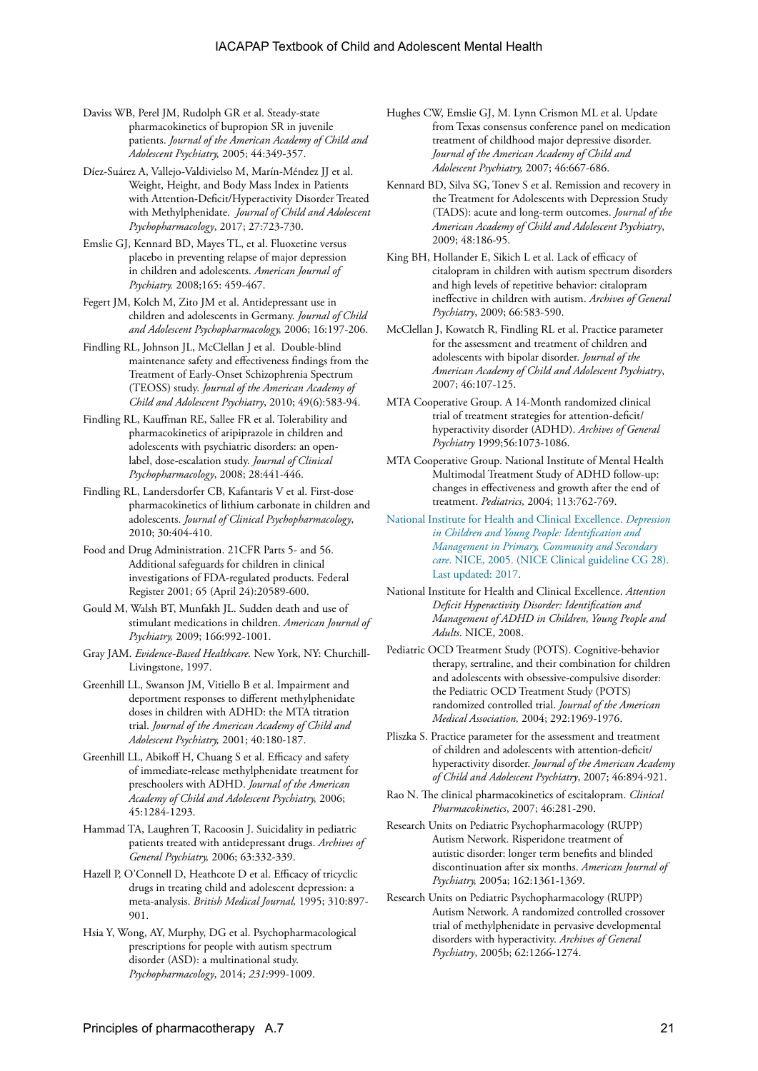Daviss WB, Perel JM, Rudolph GR et al. Steady-state pharmacokinetics of bupropion SR in juvenile patients. *Journal of the American Academy of Child and Adolescent Psychiatry,* 2005; 44:349-357.

Díez-Suárez A, Vallejo-Valdivielso M, Marín-Méndez JJ et al. Weight, Height, and Body Mass Index in Patients with Attention-Deficit/Hyperactivity Disorder Treated with Methylphenidate. *Journal of Child and Adolescent Psychopharmacology*, 2017; 27:723-730.

Emslie GJ, Kennard BD, Mayes TL, et al. Fluoxetine versus placebo in preventing relapse of major depression in children and adolescents. *American Journal of Psychiatry.* 2008;165: 459-467.

Fegert JM, Kolch M, Zito JM et al. Antidepressant use in children and adolescents in Germany. *Journal of Child and Adolescent Psychopharmacology,* 2006; 16:197-206.

Findling RL, Johnson JL, McClellan J et al. Double-blind maintenance safety and effectiveness findings from the Treatment of Early-Onset Schizophrenia Spectrum (TEOSS) study. *Journal of the American Academy of Child and Adolescent Psychiatry*, 2010; 49(6):583-94.

Findling RL, Kauffman RE, Sallee FR et al. Tolerability and pharmacokinetics of aripiprazole in children and adolescents with psychiatric disorders: an open-label, dose-escalation study. *Journal of Clinical Psychopharmacology*, 2008; 28:441-446.

Findling RL, Landersdorfer CB, Kafantaris V et al. First-dose pharmacokinetics of lithium carbonate in children and adolescents. *Journal of Clinical Psychopharmacology*, 2010; 30:404-410.

Food and Drug Administration. 21CFR Parts 5- and 56. Additional safeguards for children in clinical investigations of FDA-regulated products. Federal Register 2001; 65 (April 24):20589-600.

Gould M, Walsh BT, Munfakh JL. Sudden death and use of stimulant medications in children. *American Journal of Psychiatry,* 2009; 166:992-1001.

Gray JAM. *Evidence-Based Healthcare.* New York, NY: Churchill-Livingstone, 1997.

Greenhill LL, Swanson JM, Vitiello B et al. Impairment and deportment responses to different methylphenidate doses in children with ADHD: the MTA titration trial. *Journal of the American Academy of Child and Adolescent Psychiatry,* 2001; 40:180-187.

Greenhill LL, Abikoff H, Chuang S et al. Efficacy and safety of immediate-release methylphenidate treatment for preschoolers with ADHD. *Journal of the American Academy of Child and Adolescent Psychiatry,* 2006; 45:1284-1293.

Hammad TA, Laughren T, Racoosin J. Suicidality in pediatric patients treated with antidepressant drugs. *Archives of General Psychiatry,* 2006; 63:332-339.

Hazell P, O'Connell D, Heathcote D et al. Efficacy of tricyclic drugs in treating child and adolescent depression: a meta-analysis. *British Medical Journal,* 1995; 310:897-901.

Hsia Y, Wong, AY, Murphy, DG et al. Psychopharmacological prescriptions for people with autism spectrum disorder (ASD): a multinational study. *Psychopharmacology*, 2014; *231*:999-1009.

Hughes CW, Emslie GJ, M. Lynn Crismon ML et al. Update from Texas consensus conference panel on medication treatment of childhood major depressive disorder. *Journal of the American Academy of Child and Adolescent Psychiatry,* 2007; 46:667-686.

Kennard BD, Silva SG, Tonev S et al. Remission and recovery in the Treatment for Adolescents with Depression Study (TADS): acute and long-term outcomes. *Journal of the American Academy of Child and Adolescent Psychiatry*, 2009; 48:186-95.

King BH, Hollander E, Sikich L et al. Lack of efficacy of citalopram in children with autism spectrum disorders and high levels of repetitive behavior: citalopram ineffective in children with autism. *Archives of General Psychiatry*, 2009; 66:583-590.

McClellan J, Kowatch R, Findling RL et al. Practice parameter for the assessment and treatment of children and adolescents with bipolar disorder. *Journal of the American Academy of Child and Adolescent Psychiatry*, 2007; 46:107-125.

MTA Cooperative Group. A 14-Month randomized clinical trial of treatment strategies for attention-deficit/hyperactivity disorder (ADHD). *Archives of General Psychiatry* 1999;56:1073-1086.

MTA Cooperative Group. National Institute of Mental Health Multimodal Treatment Study of ADHD follow-up: changes in effectiveness and growth after the end of treatment. *Pediatrics,* 2004; 113:762-769.

National Institute for Health and Clinical Excellence. *Depression in Children and Young People: Identification and Management in Primary, Community and Secondary care*. NICE, 2005. (NICE Clinical guideline CG 28). Last updated: 2017.

National Institute for Health and Clinical Excellence. *Attention Deficit Hyperactivity Disorder: Identification and Management of ADHD in Children, Young People and Adults*. NICE, 2008.

Pediatric OCD Treatment Study (POTS). Cognitive-behavior therapy, sertraline, and their combination for children and adolescents with obsessive-compulsive disorder: the Pediatric OCD Treatment Study (POTS) randomized controlled trial. *Journal of the American Medical Association,* 2004; 292:1969-1976.

Pliszka S. Practice parameter for the assessment and treatment of children and adolescents with attention-deficit/hyperactivity disorder. *Journal of the American Academy of Child and Adolescent Psychiatry*, 2007; 46:894-921.

Rao N. The clinical pharmacokinetics of escitalopram. *Clinical Pharmacokinetics*, 2007; 46:281-290.

Research Units on Pediatric Psychopharmacology (RUPP) Autism Network. Risperidone treatment of autistic disorder: longer term benefits and blinded discontinuation after six months. *American Journal of Psychiatry,* 2005a; 162:1361-1369.

Research Units on Pediatric Psychopharmacology (RUPP) Autism Network. A randomized controlled crossover trial of methylphenidate in pervasive developmental disorders with hyperactivity. *Archives of General Psychiatry*, 2005b; 62:1266-1274.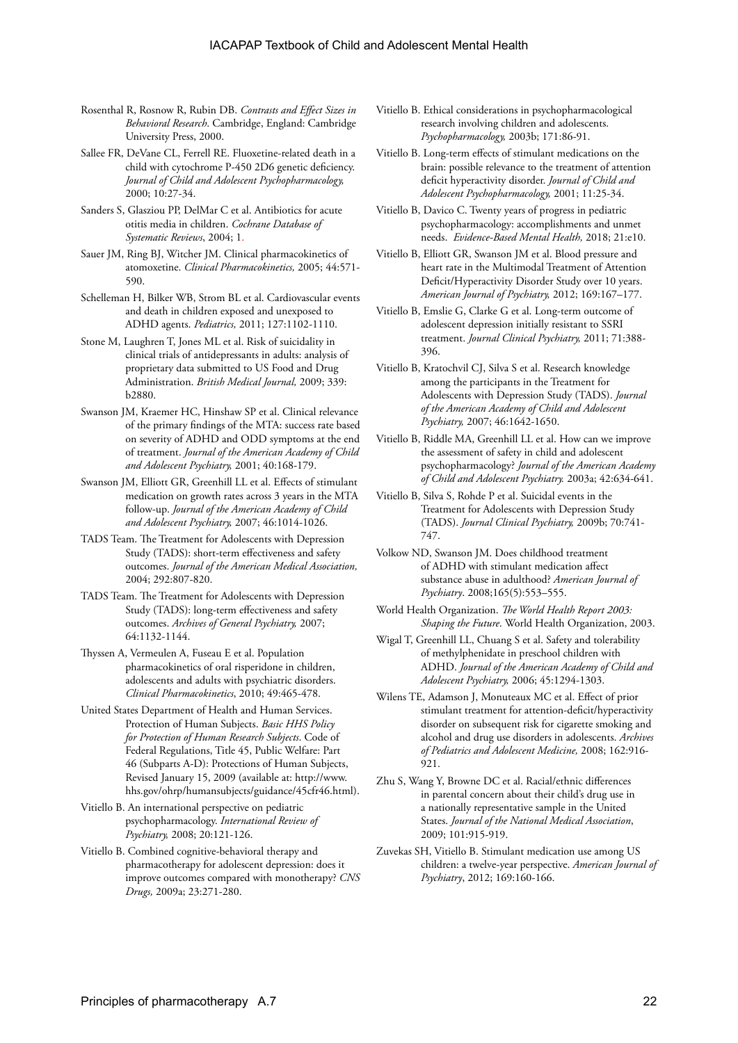Rosenthal R, Rosnow R, Rubin DB. *Contrasts and Effect Sizes in Behavioral Research*. Cambridge, England: Cambridge University Press, 2000.

Sallee FR, DeVane CL, Ferrell RE. Fluoxetine-related death in a child with cytochrome P-450 2D6 genetic deficiency. *Journal of Child and Adolescent Psychopharmacology,* 2000; 10:27-34.

Sanders S, Glasziou PP, DelMar C et al. Antibiotics for acute otitis media in children. *Cochrane Database of Systematic Reviews*, 2004; 1.

Sauer JM, Ring BJ, Witcher JM. Clinical pharmacokinetics of atomoxetine. *Clinical Pharmacokinetics,* 2005; 44:571-590.

Schelleman H, Bilker WB, Strom BL et al. Cardiovascular events and death in children exposed and unexposed to ADHD agents. *Pediatrics,* 2011; 127:1102-1110.

Stone M, Laughren T, Jones ML et al. Risk of suicidality in clinical trials of antidepressants in adults: analysis of proprietary data submitted to US Food and Drug Administration. *British Medical Journal,* 2009; 339: b2880.

Swanson JM, Kraemer HC, Hinshaw SP et al. Clinical relevance of the primary findings of the MTA: success rate based on severity of ADHD and ODD symptoms at the end of treatment. *Journal of the American Academy of Child and Adolescent Psychiatry,* 2001; 40:168-179.

Swanson JM, Elliott GR, Greenhill LL et al. Effects of stimulant medication on growth rates across 3 years in the MTA follow-up. *Journal of the American Academy of Child and Adolescent Psychiatry,* 2007; 46:1014-1026.

TADS Team. The Treatment for Adolescents with Depression Study (TADS): short-term effectiveness and safety outcomes. *Journal of the American Medical Association,* 2004; 292:807-820.

TADS Team. The Treatment for Adolescents with Depression Study (TADS): long-term effectiveness and safety outcomes. *Archives of General Psychiatry,* 2007; 64:1132-1144.

Thyssen A, Vermeulen A, Fuseau E et al. Population pharmacokinetics of oral risperidone in children, adolescents and adults with psychiatric disorders. *Clinical Pharmacokinetics*, 2010; 49:465-478.

United States Department of Health and Human Services. Protection of Human Subjects. *Basic HHS Policy for Protection of Human Research Subjects*. Code of Federal Regulations, Title 45, Public Welfare: Part 46 (Subparts A-D): Protections of Human Subjects, Revised January 15, 2009 (available at: http://www.hhs.gov/ohrp/humansubjects/guidance/45cfr46.html).

Vitiello B. An international perspective on pediatric psychopharmacology. *International Review of Psychiatry,* 2008; 20:121-126.

Vitiello B. Combined cognitive-behavioral therapy and pharmacotherapy for adolescent depression: does it improve outcomes compared with monotherapy? *CNS Drugs,* 2009a; 23:271-280.

Vitiello B. Ethical considerations in psychopharmacological research involving children and adolescents. *Psychopharmacology,* 2003b; 171:86-91.

Vitiello B. Long-term effects of stimulant medications on the brain: possible relevance to the treatment of attention deficit hyperactivity disorder. *Journal of Child and Adolescent Psychopharmacology,* 2001; 11:25-34.

Vitiello B, Davico C. Twenty years of progress in pediatric psychopharmacology: accomplishments and unmet needs. *Evidence-Based Mental Health,* 2018; 21:e10.

Vitiello B, Elliott GR, Swanson JM et al. Blood pressure and heart rate in the Multimodal Treatment of Attention Deficit/Hyperactivity Disorder Study over 10 years. *American Journal of Psychiatry,* 2012; 169:167–177.

Vitiello B, Emslie G, Clarke G et al. Long-term outcome of adolescent depression initially resistant to SSRI treatment. *Journal Clinical Psychiatry,* 2011; 71:388-396.

Vitiello B, Kratochvil CJ, Silva S et al. Research knowledge among the participants in the Treatment for Adolescents with Depression Study (TADS). *Journal of the American Academy of Child and Adolescent Psychiatry,* 2007; 46:1642-1650.

Vitiello B, Riddle MA, Greenhill LL et al. How can we improve the assessment of safety in child and adolescent psychopharmacology? *Journal of the American Academy of Child and Adolescent Psychiatry.* 2003a; 42:634-641.

Vitiello B, Silva S, Rohde P et al. Suicidal events in the Treatment for Adolescents with Depression Study (TADS). *Journal Clinical Psychiatry,* 2009b; 70:741-747.

Volkow ND, Swanson JM. Does childhood treatment of ADHD with stimulant medication affect substance abuse in adulthood? *American Journal of Psychiatry*. 2008;165(5):553–555.

World Health Organization. *The World Health Report 2003: Shaping the Future*. World Health Organization, 2003.

Wigal T, Greenhill LL, Chuang S et al. Safety and tolerability of methylphenidate in preschool children with ADHD. *Journal of the American Academy of Child and Adolescent Psychiatry,* 2006; 45:1294-1303.

Wilens TE, Adamson J, Monuteaux MC et al. Effect of prior stimulant treatment for attention-deficit/hyperactivity disorder on subsequent risk for cigarette smoking and alcohol and drug use disorders in adolescents. *Archives of Pediatrics and Adolescent Medicine,* 2008; 162:916-921.

Zhu S, Wang Y, Browne DC et al. Racial/ethnic differences in parental concern about their child's drug use in a nationally representative sample in the United States. *Journal of the National Medical Association*, 2009; 101:915-919.

Zuvekas SH, Vitiello B. Stimulant medication use among US children: a twelve-year perspective. *American Journal of Psychiatry*, 2012; 169:160-166.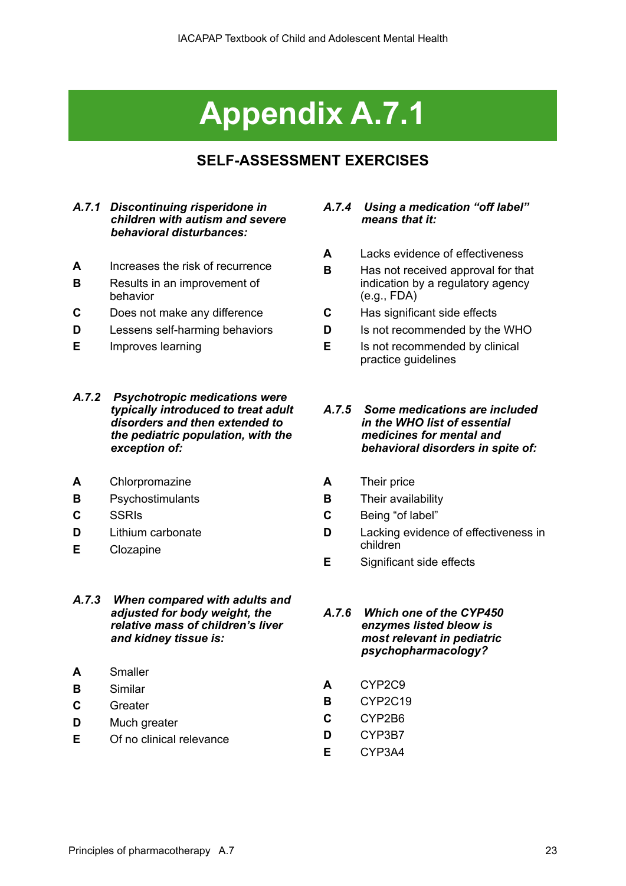# Appendix A.7.1

## SELF-ASSESSMENT EXERCISES

***A.7.1 Discontinuing risperidone in children with autism and severe behavioral disturbances:***

- **A** Increases the risk of recurrence
- **B** Results in an improvement of behavior
- **C** Does not make any difference
- **D** Lessens self-harming behaviors
- **E** Improves learning

***A.7.2 Psychotropic medications were typically introduced to treat adult disorders and then extended to the pediatric population, with the exception of:***

- **A** Chlorpromazine
- **B** Psychostimulants
- **C** SSRIs
- **D** Lithium carbonate
- **E** Clozapine

***A.7.3 When compared with adults and adjusted for body weight, the relative mass of children's liver and kidney tissue is:***

- **A** Smaller
- **B** Similar
- **C** Greater
- **D** Much greater
- **E** Of no clinical relevance

***A.7.4 Using a medication "off label" means that it:***

- **A** Lacks evidence of effectiveness
- **B** Has not received approval for that indication by a regulatory agency (e.g., FDA)
- **C** Has significant side effects
- **D** Is not recommended by the WHO
- **E** Is not recommended by clinical practice guidelines

***A.7.5 Some medications are included in the WHO list of essential medicines for mental and behavioral disorders in spite of:***

- **A** Their price
- **B** Their availability
- **C** Being "of label"
- **D** Lacking evidence of effectiveness in children
- **E** Significant side effects

***A.7.6 Which one of the CYP450 enzymes listed bleow is most relevant in pediatric psychopharmacology?***

- **A** CYP2C9
- **B** CYP2C19
- **C** CYP2B6
- **D** CYP3B7
- **E** CYP3A4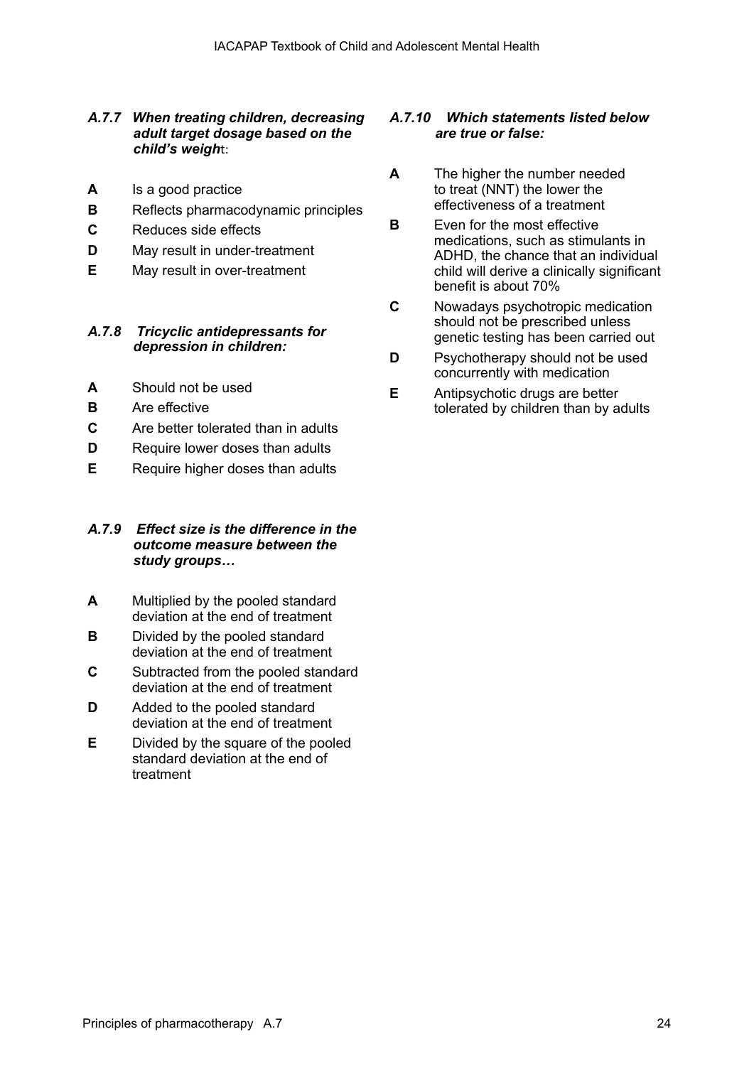### *A.7.7 When treating children, decreasing adult target dosage based on the child's weight:*

- **A** Is a good practice
- **B** Reflects pharmacodynamic principles
- **C** Reduces side effects
- **D** May result in under-treatment
- **E** May result in over-treatment

### *A.7.8 Tricyclic antidepressants for depression in children:*

- **A** Should not be used
- **B** Are effective
- **C** Are better tolerated than in adults
- **D** Require lower doses than adults
- **E** Require higher doses than adults

### *A.7.9 Effect size is the difference in the outcome measure between the study groups…*

- **A** Multiplied by the pooled standard deviation at the end of treatment
- **B** Divided by the pooled standard deviation at the end of treatment
- **C** Subtracted from the pooled standard deviation at the end of treatment
- **D** Added to the pooled standard deviation at the end of treatment
- **E** Divided by the square of the pooled standard deviation at the end of treatment

### *A.7.10 Which statements listed below are true or false:*

- **A** The higher the number needed to treat (NNT) the lower the effectiveness of a treatment
- **B** Even for the most effective medications, such as stimulants in ADHD, the chance that an individual child will derive a clinically significant benefit is about 70%
- **C** Nowadays psychotropic medication should not be prescribed unless genetic testing has been carried out
- **D** Psychotherapy should not be used concurrently with medication
- **E** Antipsychotic drugs are better tolerated by children than by adults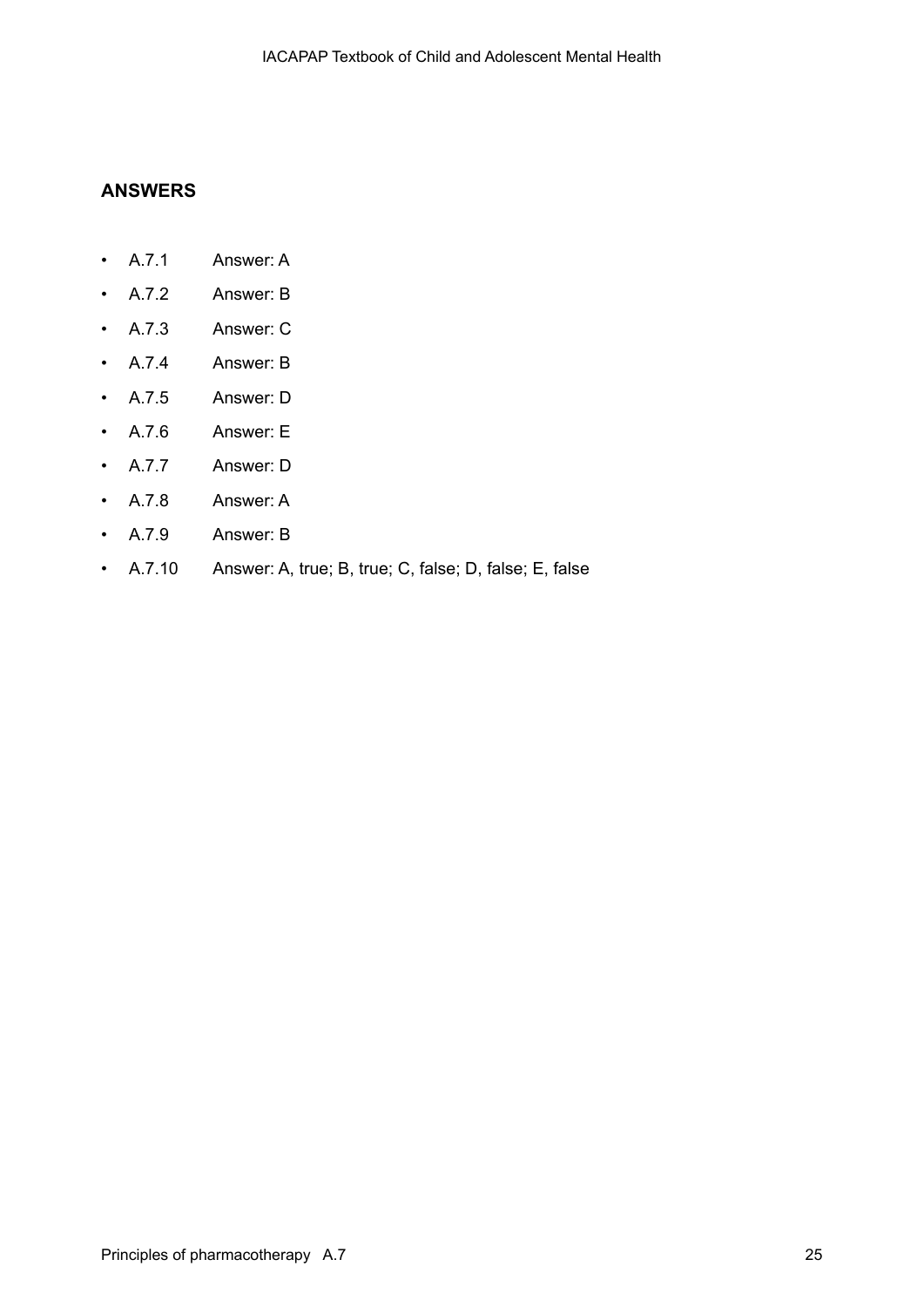## ANSWERS

- A.7.1 Answer: A
- A.7.2 Answer: B
- A.7.3 Answer: C
- A.7.4 Answer: B
- A.7.5 Answer: D
- A.7.6 Answer: E
- A.7.7 Answer: D
- A.7.8 Answer: A
- A.7.9 Answer: B
- A.7.10 Answer: A, true; B, true; C, false; D, false; E, false